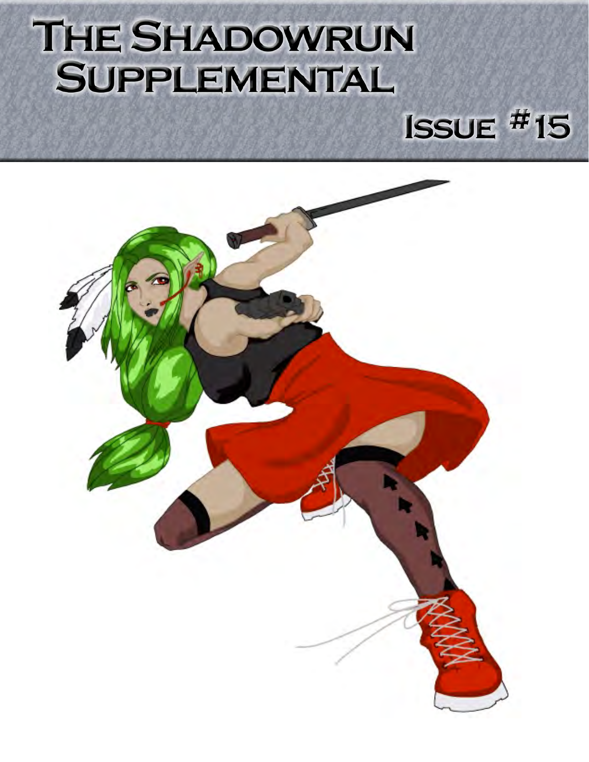# The Shadowrun Supplemental

## Issue #15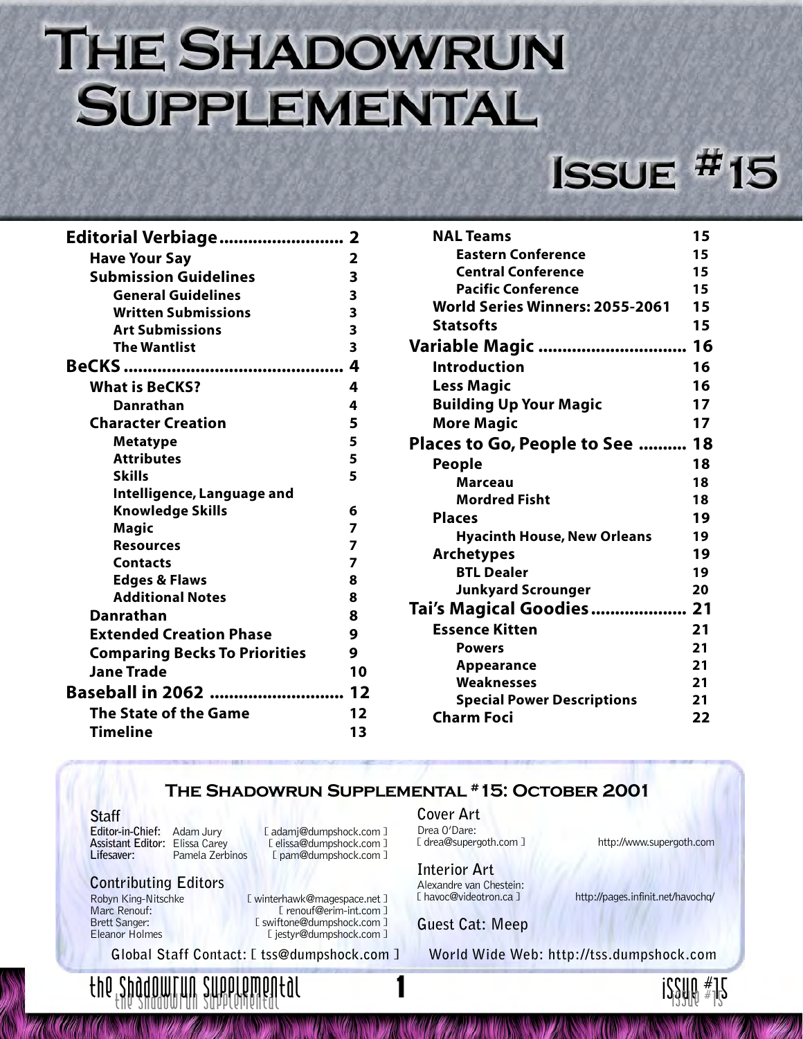# The Shadowrun Supplemental

## Issue #15

| | |
|---|---|
| **Editorial Verbiage** | **2** |
| Have Your Say | 2 |
| Submission Guidelines | 3 |
| General Guidelines | 3 |
| Written Submissions | 3 |
| Art Submissions | 3 |
| The Wantlist | 3 |
| **BeCKS** | **4** |
| What is BeCKS? | 4 |
| Danrathan | 4 |
| Character Creation | 5 |
| Metatype | 5 |
| Attributes | 5 |
| Skills | 5 |
| Intelligence, Language and Knowledge Skills | 6 |
| Magic | 7 |
| Resources | 7 |
| Contacts | 7 |
| Edges & Flaws | 8 |
| Additional Notes | 8 |
| Danrathan | 8 |
| Extended Creation Phase | 9 |
| Comparing Becks To Priorities | 9 |
| Jane Trade | 10 |
| **Baseball in 2062** | **12** |
| The State of the Game | 12 |
| Timeline | 13 |
| NAL Teams | 15 |
| Eastern Conference | 15 |
| Central Conference | 15 |
| Pacific Conference | 15 |
| World Series Winners: 2055-2061 | 15 |
| Statsofts | 15 |
| **Variable Magic** | **16** |
| Introduction | 16 |
| Less Magic | 16 |
| Building Up Your Magic | 17 |
| More Magic | 17 |
| **Places to Go, People to See** | **18** |
| People | 18 |
| Marceau | 18 |
| Mordred Fisht | 18 |
| Places | 19 |
| Hyacinth House, New Orleans | 19 |
| Archetypes | 19 |
| BTL Dealer | 19 |
| Junkyard Scrounger | 20 |
| **Tai's Magical Goodies** | **21** |
| Essence Kitten | 21 |
| Powers | 21 |
| Appearance | 21 |
| Weaknesses | 21 |
| Special Power Descriptions | 21 |
| Charm Foci | 22 |

### The Shadowrun Supplemental #15: October 2001

**Staff**

**Editor-in-Chief:** Adam Jury [ adamj@dumpshock.com ]
**Assistant Editor:** Elissa Carey [ elissa@dumpshock.com ]
**Lifesaver:** Pamela Zerbinos [ pam@dumpshock.com ]

**Contributing Editors**

Robyn King-Nitschke [ winterhawk@magespace.net ]
Marc Renouf: [ renouf@erim-int.com ]
Brett Sanger: [ swiftone@dumpshock.com ]
Eleanor Holmes [ jestyr@dumpshock.com ]

**Cover Art**

Drea O'Dare: [ drea@supergoth.com ] http://www.supergoth.com

**Interior Art**

Alexandre van Chestein: [ havoc@videotron.ca ] http://pages.infinit.net/havochq/

**Guest Cat: Meep**

Global Staff Contact: [ tss@dumpshock.com ]

World Wide Web: http://tss.dumpshock.com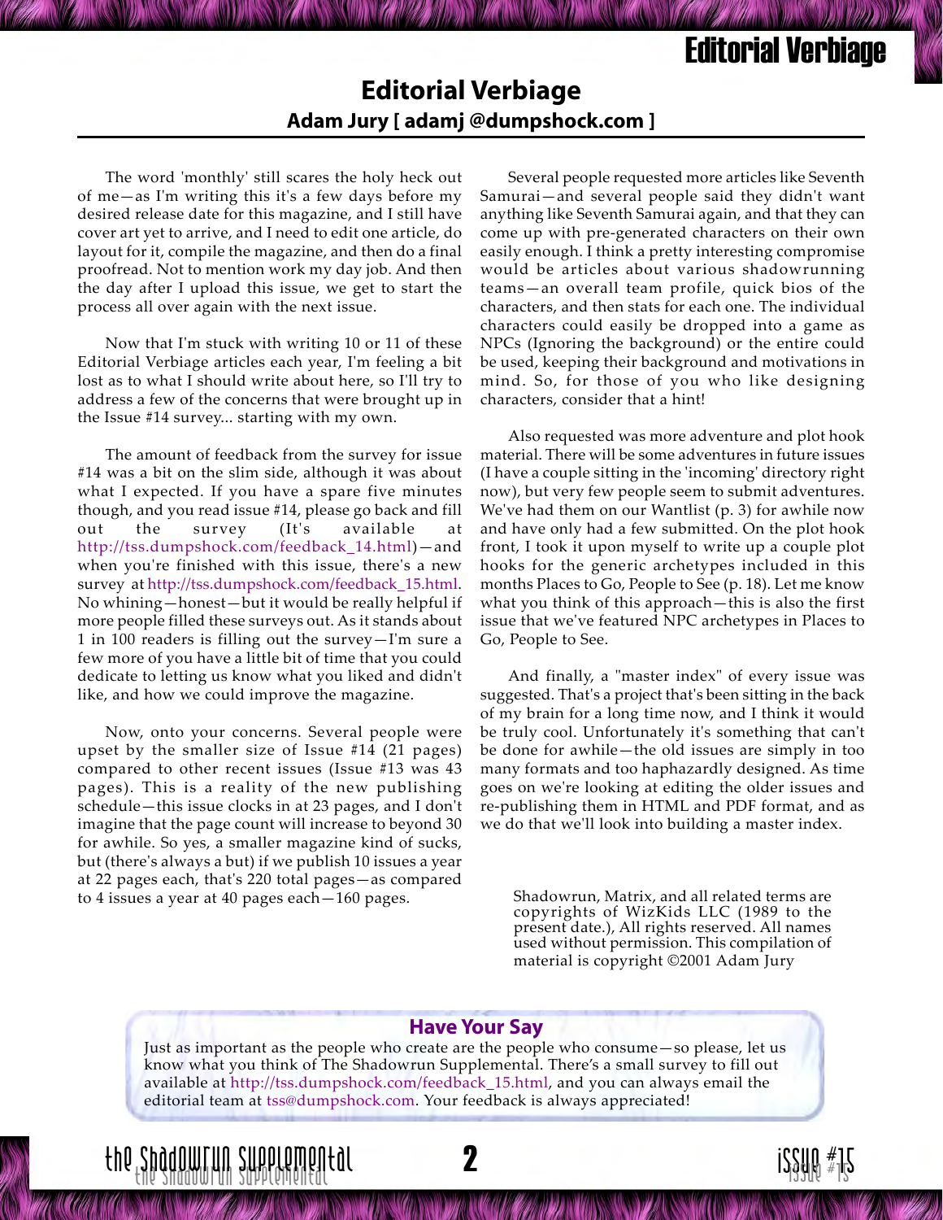## Editorial Verbiage

**Adam Jury [ adamj @dumpshock.com ]**

The word 'monthly' still scares the holy heck out of me—as I'm writing this it's a few days before my desired release date for this magazine, and I still have cover art yet to arrive, and I need to edit one article, do layout for it, compile the magazine, and then do a final proofread. Not to mention work my day job. And then the day after I upload this issue, we get to start the process all over again with the next issue.

Now that I'm stuck with writing 10 or 11 of these Editorial Verbiage articles each year, I'm feeling a bit lost as to what I should write about here, so I'll try to address a few of the concerns that were brought up in the Issue #14 survey... starting with my own.

The amount of feedback from the survey for issue #14 was a bit on the slim side, although it was about what I expected. If you have a spare five minutes though, and you read issue #14, please go back and fill out the survey (It's available at http://tss.dumpshock.com/feedback_14.html)—and when you're finished with this issue, there's a new survey at http://tss.dumpshock.com/feedback_15.html. No whining—honest—but it would be really helpful if more people filled these surveys out. As it stands about 1 in 100 readers is filling out the survey—I'm sure a few more of you have a little bit of time that you could dedicate to letting us know what you liked and didn't like, and how we could improve the magazine.

Now, onto your concerns. Several people were upset by the smaller size of Issue #14 (21 pages) compared to other recent issues (Issue #13 was 43 pages). This is a reality of the new publishing schedule—this issue clocks in at 23 pages, and I don't imagine that the page count will increase to beyond 30 for awhile. So yes, a smaller magazine kind of sucks, but (there's always a but) if we publish 10 issues a year at 22 pages each, that's 220 total pages—as compared to 4 issues a year at 40 pages each—160 pages.

Several people requested more articles like Seventh Samurai—and several people said they didn't want anything like Seventh Samurai again, and that they can come up with pre-generated characters on their own easily enough. I think a pretty interesting compromise would be articles about various shadowrunning teams—an overall team profile, quick bios of the characters, and then stats for each one. The individual characters could easily be dropped into a game as NPCs (Ignoring the background) or the entire could be used, keeping their background and motivations in mind. So, for those of you who like designing characters, consider that a hint!

Also requested was more adventure and plot hook material. There will be some adventures in future issues (I have a couple sitting in the 'incoming' directory right now), but very few people seem to submit adventures. We've had them on our Wantlist (p. 3) for awhile now and have only had a few submitted. On the plot hook front, I took it upon myself to write up a couple plot hooks for the generic archetypes included in this months Places to Go, People to See (p. 18). Let me know what you think of this approach—this is also the first issue that we've featured NPC archetypes in Places to Go, People to See.

And finally, a "master index" of every issue was suggested. That's a project that's been sitting in the back of my brain for a long time now, and I think it would be truly cool. Unfortunately it's something that can't be done for awhile—the old issues are simply in too many formats and too haphazardly designed. As time goes on we're looking at editing the older issues and re-publishing them in HTML and PDF format, and as we do that we'll look into building a master index.

Shadowrun, Matrix, and all related terms are copyrights of WizKids LLC (1989 to the present date.), All rights reserved. All names used without permission. This compilation of material is copyright ©2001 Adam Jury

### Have Your Say

Just as important as the people who create are the people who consume—so please, let us know what you think of The Shadowrun Supplemental. There's a small survey to fill out available at http://tss.dumpshock.com/feedback_15.html, and you can always email the editorial team at tss@dumpshock.com. Your feedback is always appreciated!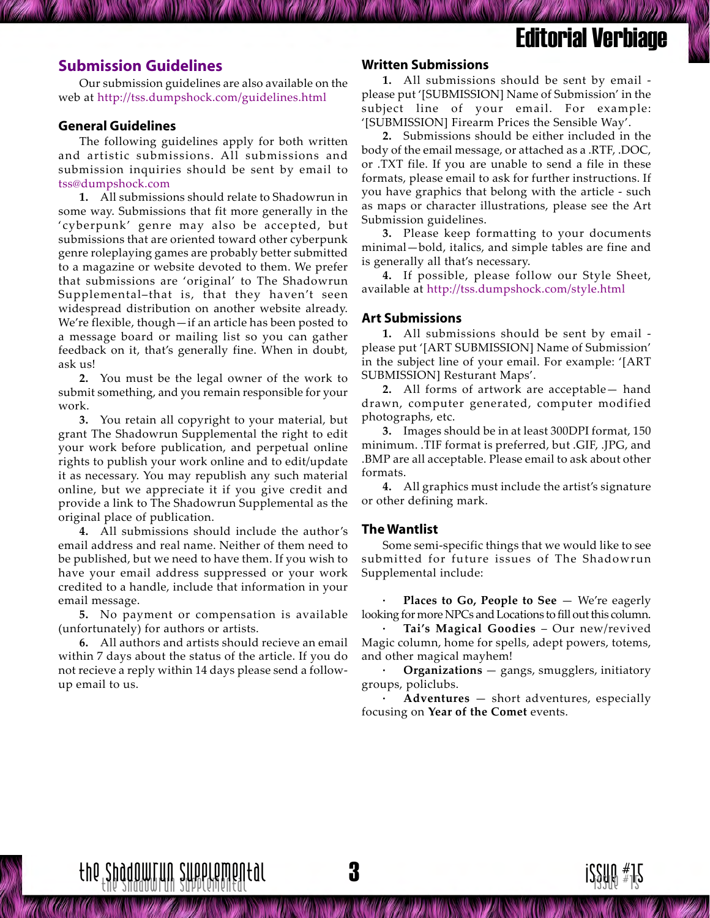# Editorial Verbiage

## Submission Guidelines

Our submission guidelines are also available on the web at http://tss.dumpshock.com/guidelines.html

### General Guidelines

The following guidelines apply for both written and artistic submissions. All submissions and submission inquiries should be sent by email to tss@dumpshock.com

**1.** All submissions should relate to Shadowrun in some way. Submissions that fit more generally in the 'cyberpunk' genre may also be accepted, but submissions that are oriented toward other cyberpunk genre roleplaying games are probably better submitted to a magazine or website devoted to them. We prefer that submissions are 'original' to The Shadowrun Supplemental–that is, that they haven't seen widespread distribution on another website already. We're flexible, though—if an article has been posted to a message board or mailing list so you can gather feedback on it, that's generally fine. When in doubt, ask us!

**2.** You must be the legal owner of the work to submit something, and you remain responsible for your work.

**3.** You retain all copyright to your material, but grant The Shadowrun Supplemental the right to edit your work before publication, and perpetual online rights to publish your work online and to edit/update it as necessary. You may republish any such material online, but we appreciate it if you give credit and provide a link to The Shadowrun Supplemental as the original place of publication.

**4.** All submissions should include the author's email address and real name. Neither of them need to be published, but we need to have them. If you wish to have your email address suppressed or your work credited to a handle, include that information in your email message.

**5.** No payment or compensation is available (unfortunately) for authors or artists.

**6.** All authors and artists should recieve an email within 7 days about the status of the article. If you do not recieve a reply within 14 days please send a follow-up email to us.

### Written Submissions

**1.** All submissions should be sent by email - please put '[SUBMISSION] Name of Submission' in the subject line of your email. For example: '[SUBMISSION] Firearm Prices the Sensible Way'.

**2.** Submissions should be either included in the body of the email message, or attached as a .RTF, .DOC, or .TXT file. If you are unable to send a file in these formats, please email to ask for further instructions. If you have graphics that belong with the article - such as maps or character illustrations, please see the Art Submission guidelines.

**3.** Please keep formatting to your documents minimal—bold, italics, and simple tables are fine and is generally all that's necessary.

**4.** If possible, please follow our Style Sheet, available at http://tss.dumpshock.com/style.html

### Art Submissions

**1.** All submissions should be sent by email - please put '[ART SUBMISSION] Name of Submission' in the subject line of your email. For example: '[ART SUBMISSION] Resturant Maps'.

**2.** All forms of artwork are acceptable— hand drawn, computer generated, computer modified photographs, etc.

**3.** Images should be in at least 300DPI format, 150 minimum. .TIF format is preferred, but .GIF, .JPG, and .BMP are all acceptable. Please email to ask about other formats.

**4.** All graphics must include the artist's signature or other defining mark.

### The Wantlist

Some semi-specific things that we would like to see submitted for future issues of The Shadowrun Supplemental include:

- **Places to Go, People to See** — We're eagerly looking for more NPCs and Locations to fill out this column.
- **Tai's Magical Goodies** – Our new/revived Magic column, home for spells, adept powers, totems, and other magical mayhem!
- **Organizations** — gangs, smugglers, initiatory groups, policlubs.
- **Adventures** — short adventures, especially focusing on **Year of the Comet** events.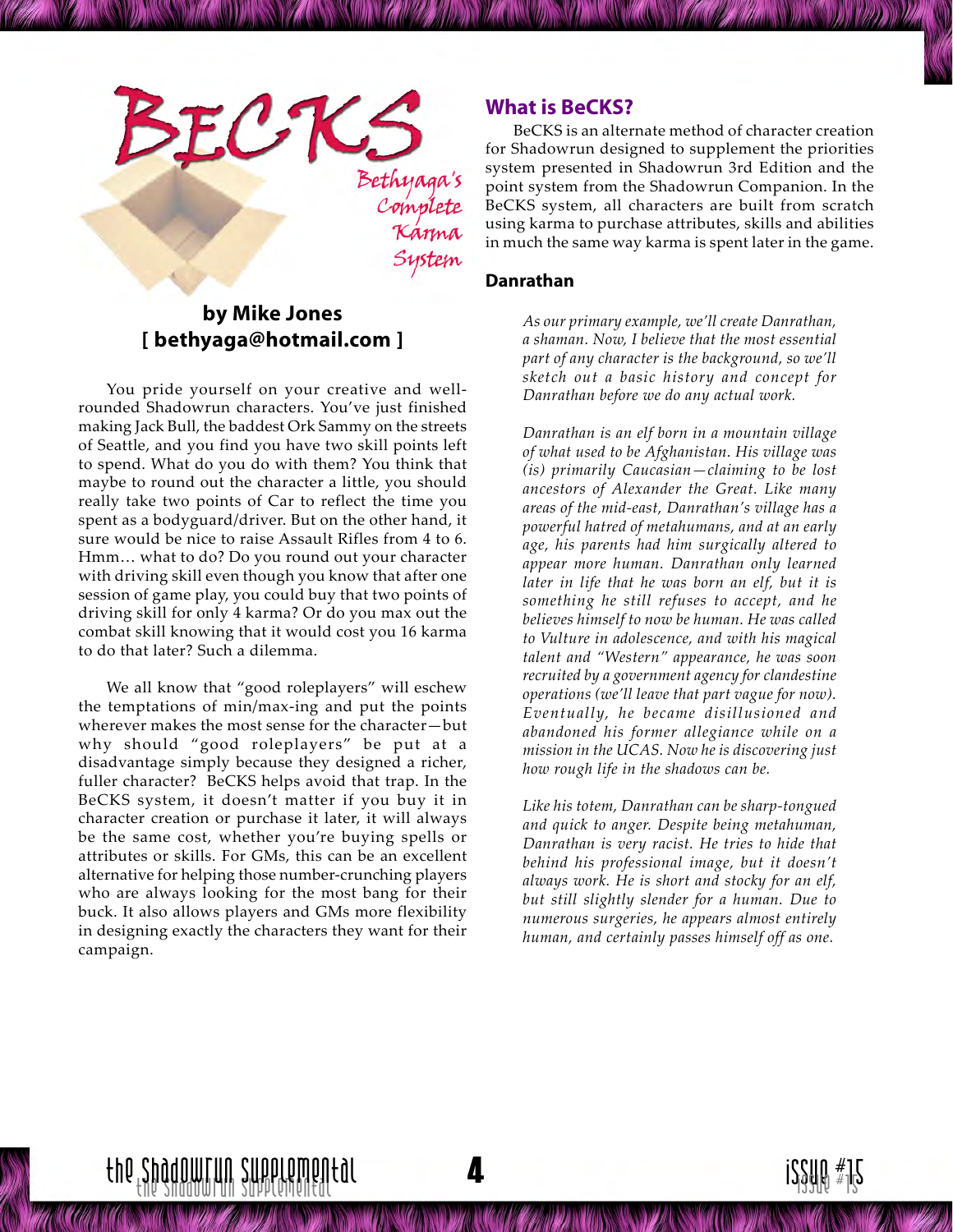# BeCKS

## Bethyaga's Complete Karma System

**by Mike Jones**
**[ bethyaga@hotmail.com ]**

You pride yourself on your creative and well-rounded Shadowrun characters. You've just finished making Jack Bull, the baddest Ork Sammy on the streets of Seattle, and you find you have two skill points left to spend. What do you do with them? You think that maybe to round out the character a little, you should really take two points of Car to reflect the time you spent as a bodyguard/driver. But on the other hand, it sure would be nice to raise Assault Rifles from 4 to 6. Hmm… what to do? Do you round out your character with driving skill even though you know that after one session of game play, you could buy that two points of driving skill for only 4 karma? Or do you max out the combat skill knowing that it would cost you 16 karma to do that later? Such a dilemma.

We all know that "good roleplayers" will eschew the temptations of min/max-ing and put the points wherever makes the most sense for the character—but why should "good roleplayers" be put at a disadvantage simply because they designed a richer, fuller character? BeCKS helps avoid that trap. In the BeCKS system, it doesn't matter if you buy it in character creation or purchase it later, it will always be the same cost, whether you're buying spells or attributes or skills. For GMs, this can be an excellent alternative for helping those number-crunching players who are always looking for the most bang for their buck. It also allows players and GMs more flexibility in designing exactly the characters they want for their campaign.

## What is BeCKS?

BeCKS is an alternate method of character creation for Shadowrun designed to supplement the priorities system presented in Shadowrun 3rd Edition and the point system from the Shadowrun Companion. In the BeCKS system, all characters are built from scratch using karma to purchase attributes, skills and abilities in much the same way karma is spent later in the game.

### Danrathan

*As our primary example, we'll create Danrathan, a shaman. Now, I believe that the most essential part of any character is the background, so we'll sketch out a basic history and concept for Danrathan before we do any actual work.*

*Danrathan is an elf born in a mountain village of what used to be Afghanistan. His village was (is) primarily Caucasian—claiming to be lost ancestors of Alexander the Great. Like many areas of the mid-east, Danrathan's village has a powerful hatred of metahumans, and at an early age, his parents had him surgically altered to appear more human. Danrathan only learned later in life that he was born an elf, but it is something he still refuses to accept, and he believes himself to now be human. He was called to Vulture in adolescence, and with his magical talent and "Western" appearance, he was soon recruited by a government agency for clandestine operations (we'll leave that part vague for now). Eventually, he became disillusioned and abandoned his former allegiance while on a mission in the UCAS. Now he is discovering just how rough life in the shadows can be.*

*Like his totem, Danrathan can be sharp-tongued and quick to anger. Despite being metahuman, Danrathan is very racist. He tries to hide that behind his professional image, but it doesn't always work. He is short and stocky for an elf, but still slightly slender for a human. Due to numerous surgeries, he appears almost entirely human, and certainly passes himself off as one.*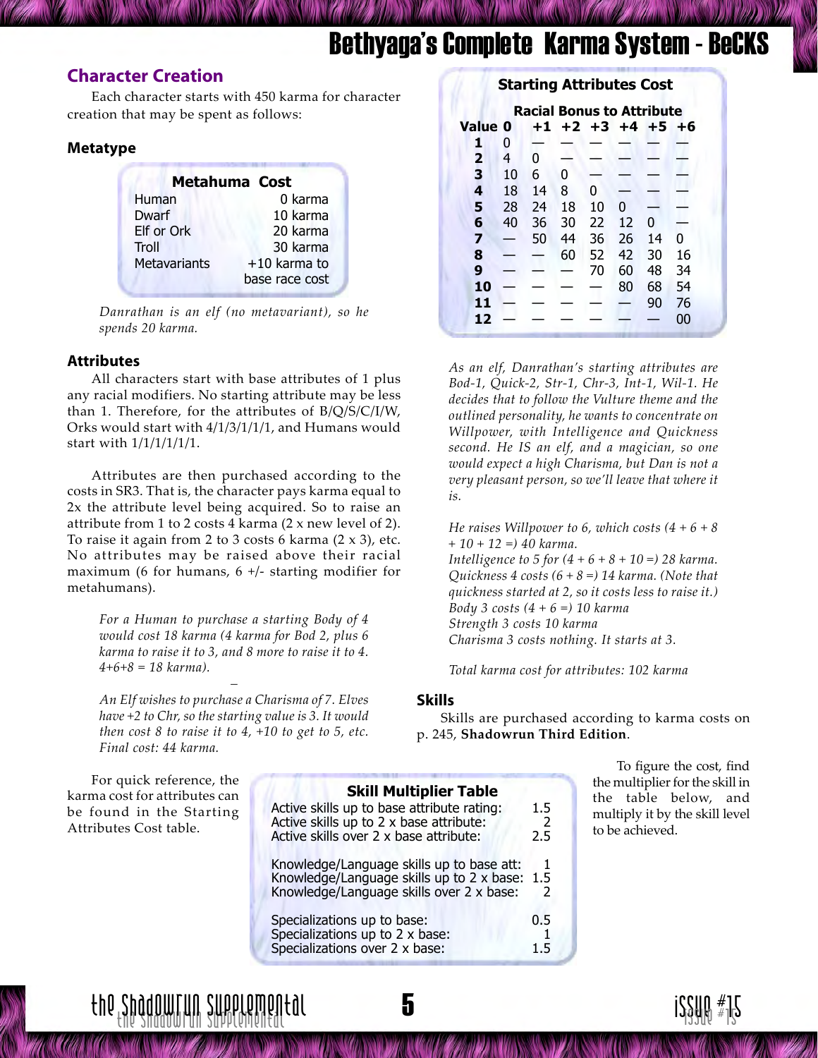# Bethyaga's Complete Karma System - BeCKS

## Character Creation

Each character starts with 450 karma for character creation that may be spent as follows:

### Metatype

| Metahuma | Cost |
|---|---|
| Human | 0 karma |
| Dwarf | 10 karma |
| Elf or Ork | 20 karma |
| Troll | 30 karma |
| Metavariants | +10 karma to base race cost |

*Danrathan is an elf (no metavariant), so he spends 20 karma.*

### Attributes

All characters start with base attributes of 1 plus any racial modifiers. No starting attribute may be less than 1. Therefore, for the attributes of B/Q/S/C/I/W, Orks would start with 4/1/3/1/1/1, and Humans would start with 1/1/1/1/1/1.

Attributes are then purchased according to the costs in SR3. That is, the character pays karma equal to 2x the attribute level being acquired. So to raise an attribute from 1 to 2 costs 4 karma (2 x new level of 2). To raise it again from 2 to 3 costs 6 karma (2 x 3), etc. No attributes may be raised above their racial maximum (6 for humans, 6 +/- starting modifier for metahumans).

> *For a Human to purchase a starting Body of 4 would cost 18 karma (4 karma for Bod 2, plus 6 karma to raise it to 3, and 8 more to raise it to 4. 4+6+8 = 18 karma).*
>
> *An Elf wishes to purchase a Charisma of 7. Elves have +2 to Chr, so the starting value is 3. It would then cost 8 to raise it to 4, +10 to get to 5, etc. Final cost: 44 karma.*

For quick reference, the karma cost for attributes can be found in the Starting Attributes Cost table.

**Starting Attributes Cost**

| | Racial Bonus to Attribute | | | | | | |
|---|---|---|---|---|---|---|---|
| **Value** | **0** | **+1** | **+2** | **+3** | **+4** | **+5** | **+6** |
| **1** | 0 | — | — | — | — | — | — |
| **2** | 4 | 0 | — | — | — | — | — |
| **3** | 10 | 6 | 0 | — | — | — | — |
| **4** | 18 | 14 | 8 | 0 | — | — | — |
| **5** | 28 | 24 | 18 | 10 | 0 | — | — |
| **6** | 40 | 36 | 30 | 22 | 12 | 0 | — |
| **7** | — | 50 | 44 | 36 | 26 | 14 | 0 |
| **8** | — | — | 60 | 52 | 42 | 30 | 16 |
| **9** | — | — | — | 70 | 60 | 48 | 34 |
| **10** | — | — | — | — | 80 | 68 | 54 |
| **11** | — | — | — | — | — | 90 | 76 |
| **12** | — | — | — | — | — | — | 00 |

*As an elf, Danrathan's starting attributes are Bod-1, Quick-2, Str-1, Chr-3, Int-1, Wil-1. He decides that to follow the Vulture theme and the outlined personality, he wants to concentrate on Willpower, with Intelligence and Quickness second. He IS an elf, and a magician, so one would expect a high Charisma, but Dan is not a very pleasant person, so we'll leave that where it is.*

*He raises Willpower to 6, which costs (4 + 6 + 8 + 10 + 12 =) 40 karma.*
*Intelligence to 5 for (4 + 6 + 8 + 10 =) 28 karma.*
*Quickness 4 costs (6 + 8 =) 14 karma. (Note that quickness started at 2, so it costs less to raise it.)*
*Body 3 costs (4 + 6 =) 10 karma*
*Strength 3 costs 10 karma*
*Charisma 3 costs nothing. It starts at 3.*

*Total karma cost for attributes: 102 karma*

### Skills

Skills are purchased according to karma costs on p. 245, **Shadowrun Third Edition**.

To figure the cost, find the multiplier for the skill in the table below, and multiply it by the skill level to be achieved.

**Skill Multiplier Table**

| Skill | Multiplier |
|---|---|
| Active skills up to base attribute rating: | 1.5 |
| Active skills up to 2 x base attribute: | 2 |
| Active skills over 2 x base attribute: | 2.5 |
| Knowledge/Language skills up to base att: | 1 |
| Knowledge/Language skills up to 2 x base: | 1.5 |
| Knowledge/Language skills over 2 x base: | 2 |
| Specializations up to base: | 0.5 |
| Specializations up to 2 x base: | 1 |
| Specializations over 2 x base: | 1.5 |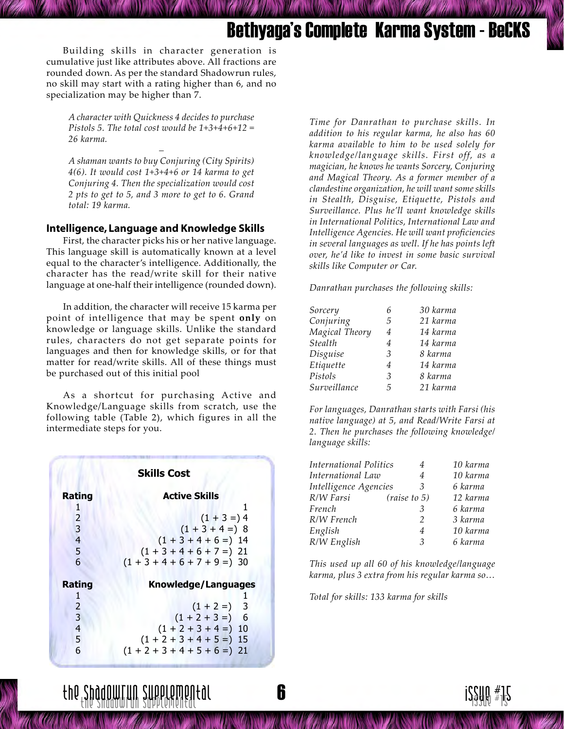Building skills in character generation is cumulative just like attributes above. All fractions are rounded down. As per the standard Shadowrun rules, no skill may start with a rating higher than 6, and no specialization may be higher than 7.

*A character with Quickness 4 decides to purchase Pistols 5. The total cost would be 1+3+4+6+12 = 26 karma.*

–

*A shaman wants to buy Conjuring (City Spirits) 4(6). It would cost 1+3+4+6 or 14 karma to get Conjuring 4. Then the specialization would cost 2 pts to get to 5, and 3 more to get to 6. Grand total: 19 karma.*

### Intelligence, Language and Knowledge Skills

First, the character picks his or her native language. This language skill is automatically known at a level equal to the character's intelligence. Additionally, the character has the read/write skill for their native language at one-half their intelligence (rounded down).

In addition, the character will receive 15 karma per point of intelligence that may be spent **only** on knowledge or language skills. Unlike the standard rules, characters do not get separate points for languages and then for knowledge skills, or for that matter for read/write skills. All of these things must be purchased out of this initial pool

As a shortcut for purchasing Active and Knowledge/Language skills from scratch, use the following table (Table 2), which figures in all the intermediate steps for you.

**Skills Cost**

| Rating | Active Skills |
|---|---|
| 1 | 1 |
| 2 | (1 + 3 =) 4 |
| 3 | (1 + 3 + 4 =) 8 |
| 4 | (1 + 3 + 4 + 6 =) 14 |
| 5 | (1 + 3 + 4 + 6 + 7 =) 21 |
| 6 | (1 + 3 + 4 + 6 + 7 + 9 =) 30 |

| Rating | Knowledge/Languages |
|---|---|
| 1 | 1 |
| 2 | (1 + 2 =) 3 |
| 3 | (1 + 2 + 3 =) 6 |
| 4 | (1 + 2 + 3 + 4 =) 10 |
| 5 | (1 + 2 + 3 + 4 + 5 =) 15 |
| 6 | (1 + 2 + 3 + 4 + 5 + 6 =) 21 |

*Time for Danrathan to purchase skills. In addition to his regular karma, he also has 60 karma available to him to be used solely for knowledge/language skills. First off, as a magician, he knows he wants Sorcery, Conjuring and Magical Theory. As a former member of a clandestine organization, he will want some skills in Stealth, Disguise, Etiquette, Pistols and Surveillance. Plus he'll want knowledge skills in International Politics, International Law and Intelligence Agencies. He will want proficiencies in several languages as well. If he has points left over, he'd like to invest in some basic survival skills like Computer or Car.*

*Danrathan purchases the following skills:*

| | | |
|---|---|---|
| *Sorcery* | *6* | *30 karma* |
| *Conjuring* | *5* | *21 karma* |
| *Magical Theory* | *4* | *14 karma* |
| *Stealth* | *4* | *14 karma* |
| *Disguise* | *3* | *8 karma* |
| *Etiquette* | *4* | *14 karma* |
| *Pistols* | *3* | *8 karma* |
| *Surveillance* | *5* | *21 karma* |

*For languages, Danrathan starts with Farsi (his native language) at 5, and Read/Write Farsi at 2. Then he purchases the following knowledge/ language skills:*

| | | |
|---|---|---|
| *International Politics* | *4* | *10 karma* |
| *International Law* | *4* | *10 karma* |
| *Intelligence Agencies* | *3* | *6 karma* |
| *R/W Farsi* | *(raise to 5)* | *12 karma* |
| *French* | *3* | *6 karma* |
| *R/W French* | *2* | *3 karma* |
| *English* | *4* | *10 karma* |
| *R/W English* | *3* | *6 karma* |

*This used up all 60 of his knowledge/language karma, plus 3 extra from his regular karma so…*

*Total for skills: 133 karma for skills*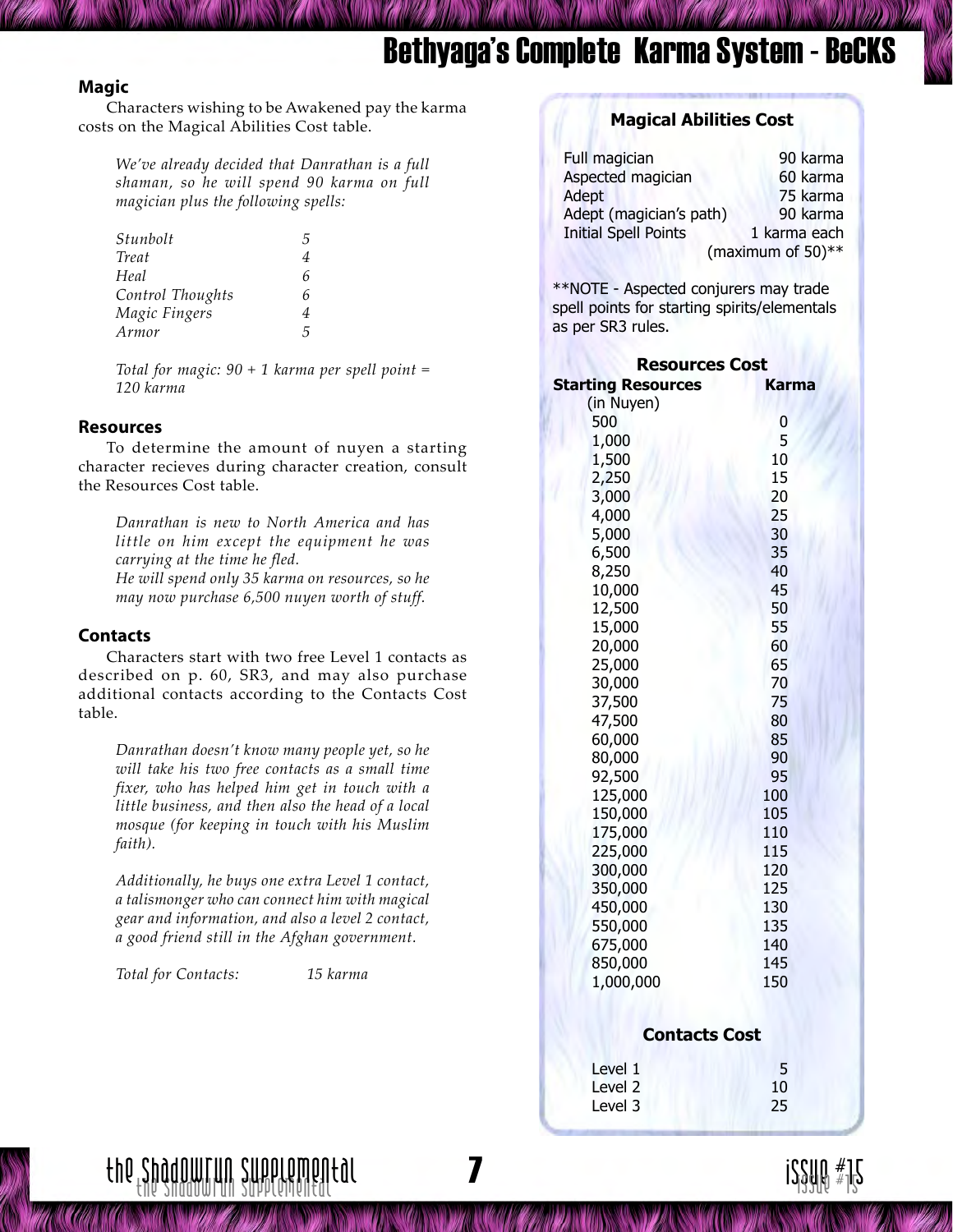## Magic

Characters wishing to be Awakened pay the karma costs on the Magical Abilities Cost table.

*We've already decided that Danrathan is a full shaman, so he will spend 90 karma on full magician plus the following spells:*

| | |
|---|---|
| *Stunbolt* | *5* |
| *Treat* | *4* |
| *Heal* | *6* |
| *Control Thoughts* | *6* |
| *Magic Fingers* | *4* |
| *Armor* | *5* |

*Total for magic: 90 + 1 karma per spell point = 120 karma*

## Resources

To determine the amount of nuyen a starting character recieves during character creation, consult the Resources Cost table.

*Danrathan is new to North America and has little on him except the equipment he was carrying at the time he fled.*
*He will spend only 35 karma on resources, so he may now purchase 6,500 nuyen worth of stuff.*

## Contacts

Characters start with two free Level 1 contacts as described on p. 60, SR3, and may also purchase additional contacts according to the Contacts Cost table.

*Danrathan doesn't know many people yet, so he will take his two free contacts as a small time fixer, who has helped him get in touch with a little business, and then also the head of a local mosque (for keeping in touch with his Muslim faith).*

*Additionally, he buys one extra Level 1 contact, a talismonger who can connect him with magical gear and information, and also a level 2 contact, a good friend still in the Afghan government.*

*Total for Contacts: 15 karma*

### Magical Abilities Cost

| | |
|---|---|
| Full magician | 90 karma |
| Aspected magician | 60 karma |
| Adept | 75 karma |
| Adept (magician's path) | 90 karma |
| Initial Spell Points | 1 karma each (maximum of 50)** |

**NOTE - Aspected conjurers may trade spell points for starting spirits/elementals as per SR3 rules.

### Resources Cost

| Starting Resources (in Nuyen) | Karma |
|---|---|
| 500 | 0 |
| 1,000 | 5 |
| 1,500 | 10 |
| 2,250 | 15 |
| 3,000 | 20 |
| 4,000 | 25 |
| 5,000 | 30 |
| 6,500 | 35 |
| 8,250 | 40 |
| 10,000 | 45 |
| 12,500 | 50 |
| 15,000 | 55 |
| 20,000 | 60 |
| 25,000 | 65 |
| 30,000 | 70 |
| 37,500 | 75 |
| 47,500 | 80 |
| 60,000 | 85 |
| 80,000 | 90 |
| 92,500 | 95 |
| 125,000 | 100 |
| 150,000 | 105 |
| 175,000 | 110 |
| 225,000 | 115 |
| 300,000 | 120 |
| 350,000 | 125 |
| 450,000 | 130 |
| 550,000 | 135 |
| 675,000 | 140 |
| 850,000 | 145 |
| 1,000,000 | 150 |

### Contacts Cost

| | |
|---|---|
| Level 1 | 5 |
| Level 2 | 10 |
| Level 3 | 25 |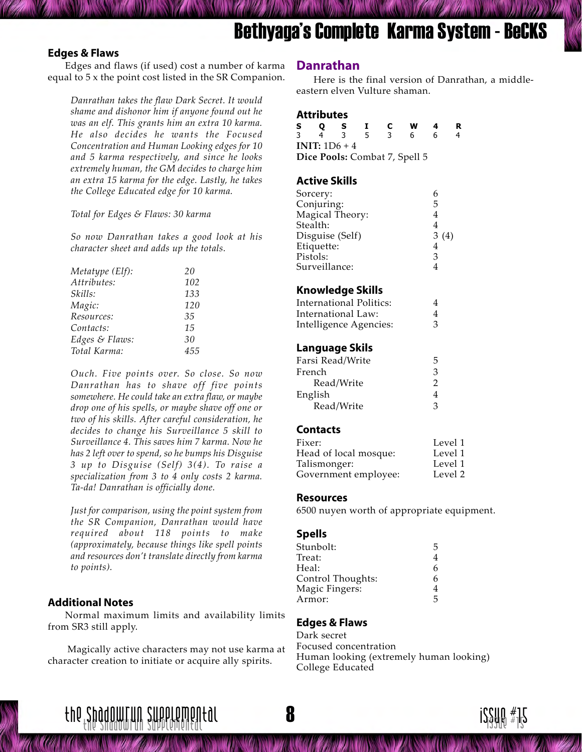## Edges & Flaws

Edges and flaws (if used) cost a number of karma equal to 5 x the point cost listed in the SR Companion.

*Danrathan takes the flaw Dark Secret. It would shame and dishonor him if anyone found out he was an elf. This grants him an extra 10 karma. He also decides he wants the Focused Concentration and Human Looking edges for 10 and 5 karma respectively, and since he looks extremely human, the GM decides to charge him an extra 15 karma for the edge. Lastly, he takes the College Educated edge for 10 karma.*

*Total for Edges & Flaws: 30 karma*

*So now Danrathan takes a good look at his character sheet and adds up the totals.*

| | |
|---|---|
| *Metatype (Elf):* | *20* |
| *Attributes:* | *102* |
| *Skills:* | *133* |
| *Magic:* | *120* |
| *Resources:* | *35* |
| *Contacts:* | *15* |
| *Edges & Flaws:* | *30* |
| *Total Karma:* | *455* |

*Ouch. Five points over. So close. So now Danrathan has to shave off five points somewhere. He could take an extra flaw, or maybe drop one of his spells, or maybe shave off one or two of his skills. After careful consideration, he decides to change his Surveillance 5 skill to Surveillance 4. This saves him 7 karma. Now he has 2 left over to spend, so he bumps his Disguise 3 up to Disguise (Self) 3(4). To raise a specialization from 3 to 4 only costs 2 karma. Ta-da! Danrathan is officially done.*

*Just for comparison, using the point system from the SR Companion, Danrathan would have required about 118 points to make (approximately, because things like spell points and resources don't translate directly from karma to points).*

## Additional Notes

Normal maximum limits and availability limits from SR3 still apply.

Magically active characters may not use karma at character creation to initiate or acquire ally spirits.

# Danrathan

Here is the final version of Danrathan, a middle-eastern elven Vulture shaman.

### Attributes

| S | Q | S | I | C | W | 4 | R |
|---|---|---|---|---|---|---|---|
| 3 | 4 | 3 | 5 | 3 | 6 | 6 | 4 |

**INIT:** 1D6 + 4
**Dice Pools:** Combat 7, Spell 5

### Active Skills

| | |
|---|---|
| Sorcery: | 6 |
| Conjuring: | 5 |
| Magical Theory: | 4 |
| Stealth: | 4 |
| Disguise (Self) | 3 (4) |
| Etiquette: | 4 |
| Pistols: | 3 |
| Surveillance: | 4 |

### Knowledge Skills

| | |
|---|---|
| International Politics: | 4 |
| International Law: | 4 |
| Intelligence Agencies: | 3 |

### Language Skils

| | |
|---|---|
| Farsi Read/Write | 5 |
| French | 3 |
| Read/Write | 2 |
| English | 4 |
| Read/Write | 3 |

### Contacts

| | |
|---|---|
| Fixer: | Level 1 |
| Head of local mosque: | Level 1 |
| Talismonger: | Level 1 |
| Government employee: | Level 2 |

### Resources

6500 nuyen worth of appropriate equipment.

### Spells

| | |
|---|---|
| Stunbolt: | 5 |
| Treat: | 4 |
| Heal: | 6 |
| Control Thoughts: | 6 |
| Magic Fingers: | 4 |
| Armor: | 5 |

### Edges & Flaws

Dark secret
Focused concentration
Human looking (extremely human looking)
College Educated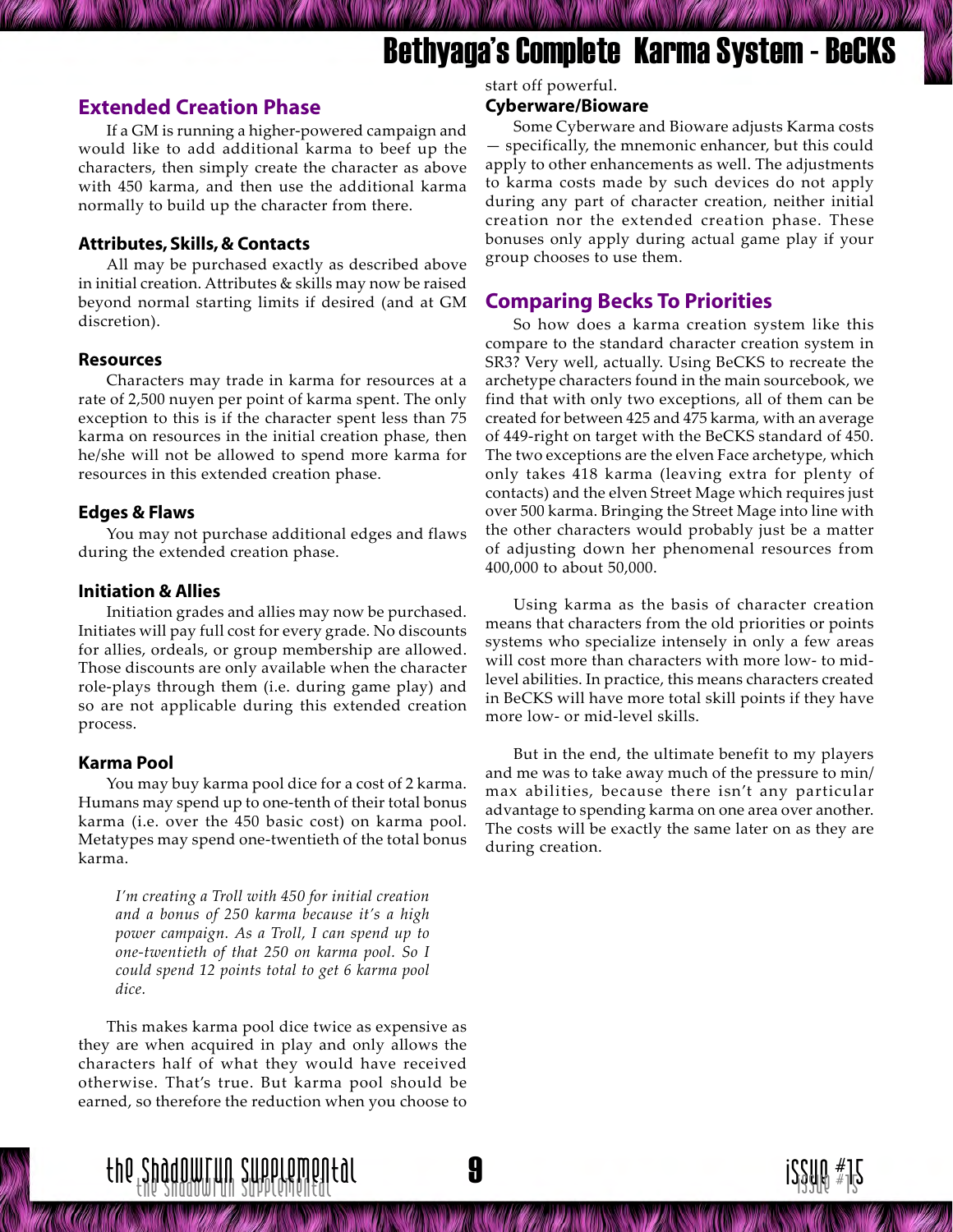## Extended Creation Phase

If a GM is running a higher-powered campaign and would like to add additional karma to beef up the characters, then simply create the character as above with 450 karma, and then use the additional karma normally to build up the character from there.

### Attributes, Skills, & Contacts

All may be purchased exactly as described above in initial creation. Attributes & skills may now be raised beyond normal starting limits if desired (and at GM discretion).

### Resources

Characters may trade in karma for resources at a rate of 2,500 nuyen per point of karma spent. The only exception to this is if the character spent less than 75 karma on resources in the initial creation phase, then he/she will not be allowed to spend more karma for resources in this extended creation phase.

### Edges & Flaws

You may not purchase additional edges and flaws during the extended creation phase.

### Initiation & Allies

Initiation grades and allies may now be purchased. Initiates will pay full cost for every grade. No discounts for allies, ordeals, or group membership are allowed. Those discounts are only available when the character role-plays through them (i.e. during game play) and so are not applicable during this extended creation process.

### Karma Pool

You may buy karma pool dice for a cost of 2 karma. Humans may spend up to one-tenth of their total bonus karma (i.e. over the 450 basic cost) on karma pool. Metatypes may spend one-twentieth of the total bonus karma.

> *I'm creating a Troll with 450 for initial creation and a bonus of 250 karma because it's a high power campaign. As a Troll, I can spend up to one-twentieth of that 250 on karma pool. So I could spend 12 points total to get 6 karma pool dice.*

This makes karma pool dice twice as expensive as they are when acquired in play and only allows the characters half of what they would have received otherwise. That's true. But karma pool should be earned, so therefore the reduction when you choose to start off powerful.

### Cyberware/Bioware

Some Cyberware and Bioware adjusts Karma costs — specifically, the mnemonic enhancer, but this could apply to other enhancements as well. The adjustments to karma costs made by such devices do not apply during any part of character creation, neither initial creation nor the extended creation phase. These bonuses only apply during actual game play if your group chooses to use them.

## Comparing Becks To Priorities

So how does a karma creation system like this compare to the standard character creation system in SR3? Very well, actually. Using BeCKS to recreate the archetype characters found in the main sourcebook, we find that with only two exceptions, all of them can be created for between 425 and 475 karma, with an average of 449-right on target with the BeCKS standard of 450. The two exceptions are the elven Face archetype, which only takes 418 karma (leaving extra for plenty of contacts) and the elven Street Mage which requires just over 500 karma. Bringing the Street Mage into line with the other characters would probably just be a matter of adjusting down her phenomenal resources from 400,000 to about 50,000.

Using karma as the basis of character creation means that characters from the old priorities or points systems who specialize intensely in only a few areas will cost more than characters with more low- to mid-level abilities. In practice, this means characters created in BeCKS will have more total skill points if they have more low- or mid-level skills.

But in the end, the ultimate benefit to my players and me was to take away much of the pressure to min/max abilities, because there isn't any particular advantage to spending karma on one area over another. The costs will be exactly the same later on as they are during creation.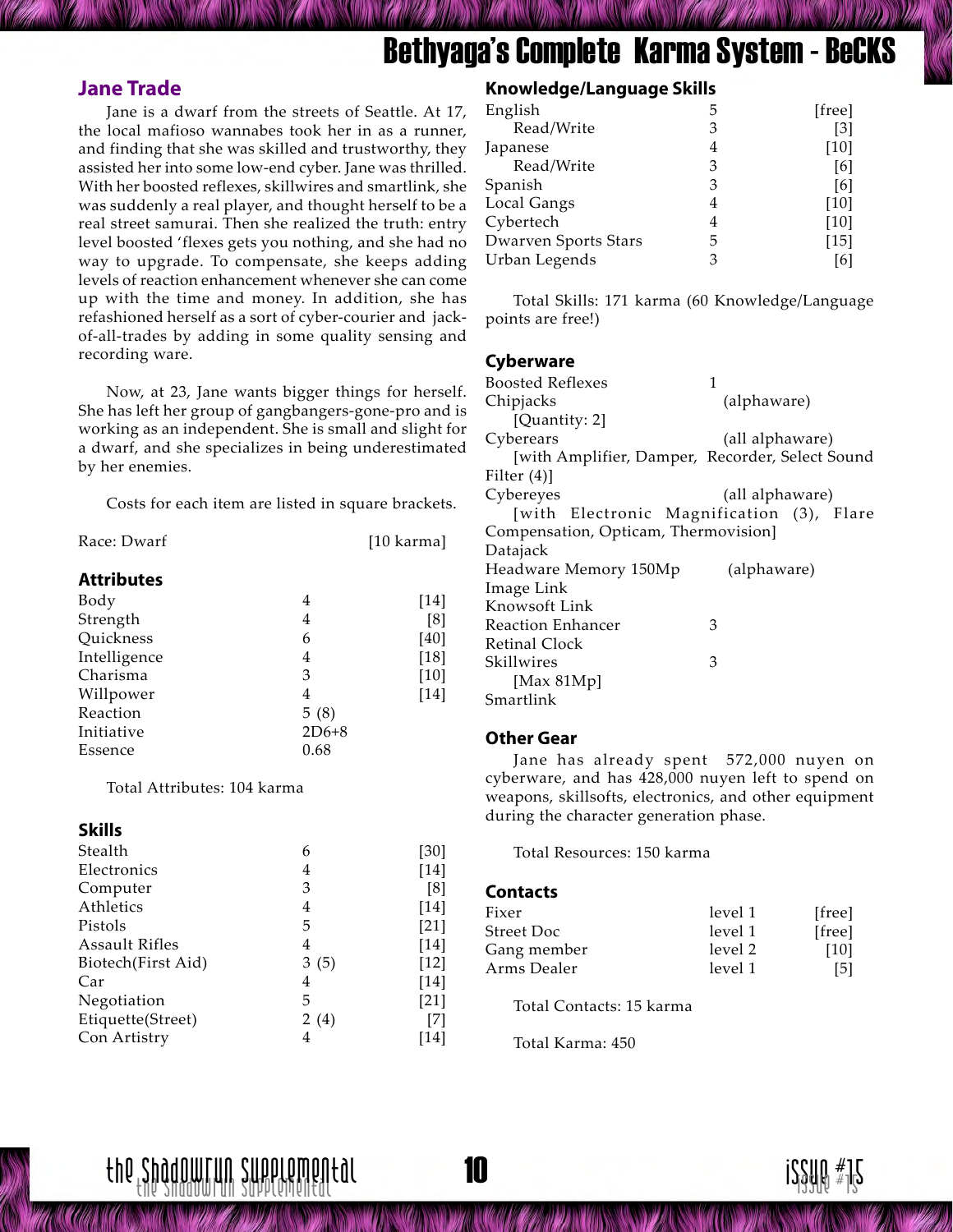## Jane Trade

Jane is a dwarf from the streets of Seattle. At 17, the local mafioso wannabes took her in as a runner, and finding that she was skilled and trustworthy, they assisted her into some low-end cyber. Jane was thrilled. With her boosted reflexes, skillwires and smartlink, she was suddenly a real player, and thought herself to be a real street samurai. Then she realized the truth: entry level boosted 'flexes gets you nothing, and she had no way to upgrade. To compensate, she keeps adding levels of reaction enhancement whenever she can come up with the time and money. In addition, she has refashioned herself as a sort of cyber-courier and jack-of-all-trades by adding in some quality sensing and recording ware.

Now, at 23, Jane wants bigger things for herself. She has left her group of gangbangers-gone-pro and is working as an independent. She is small and slight for a dwarf, and she specializes in being underestimated by her enemies.

Costs for each item are listed in square brackets.

Race: Dwarf [10 karma]

### Attributes

| | | |
|---|---|---|
| Body | 4 | [14] |
| Strength | 4 | [8] |
| Quickness | 6 | [40] |
| Intelligence | 4 | [18] |
| Charisma | 3 | [10] |
| Willpower | 4 | [14] |
| Reaction | 5 (8) | |
| Initiative | 2D6+8 | |
| Essence | 0.68 | |

Total Attributes: 104 karma

### Skills

| | | |
|---|---|---|
| Stealth | 6 | [30] |
| Electronics | 4 | [14] |
| Computer | 3 | [8] |
| Athletics | 4 | [14] |
| Pistols | 5 | [21] |
| Assault Rifles | 4 | [14] |
| Biotech(First Aid) | 3 (5) | [12] |
| Car | 4 | [14] |
| Negotiation | 5 | [21] |
| Etiquette(Street) | 2 (4) | [7] |
| Con Artistry | 4 | [14] |

### Knowledge/Language Skills

| | | |
|---|---|---|
| English | 5 | [free] |
| Read/Write | 3 | [3] |
| Japanese | 4 | [10] |
| Read/Write | 3 | [6] |
| Spanish | 3 | [6] |
| Local Gangs | 4 | [10] |
| Cybertech | 4 | [10] |
| Dwarven Sports Stars | 5 | [15] |
| Urban Legends | 3 | [6] |

Total Skills: 171 karma (60 Knowledge/Language points are free!)

### Cyberware

Boosted Reflexes 1
Chipjacks (alphaware)
[Quantity: 2]
Cyberears (all alphaware)
[with Amplifier, Damper, Recorder, Select Sound Filter (4)]
Cybereyes (all alphaware)
[with Electronic Magnification (3), Flare Compensation, Opticam, Thermovision]
Datajack
Headware Memory 150Mp (alphaware)
Image Link
Knowsoft Link
Reaction Enhancer 3
Retinal Clock
Skillwires 3
[Max 81Mp]
Smartlink

### Other Gear

Jane has already spent 572,000 nuyen on cyberware, and has 428,000 nuyen left to spend on weapons, skillsofts, electronics, and other equipment during the character generation phase.

Total Resources: 150 karma

### Contacts

| | | |
|---|---|---|
| Fixer | level 1 | [free] |
| Street Doc | level 1 | [free] |
| Gang member | level 2 | [10] |
| Arms Dealer | level 1 | [5] |

Total Contacts: 15 karma

Total Karma: 450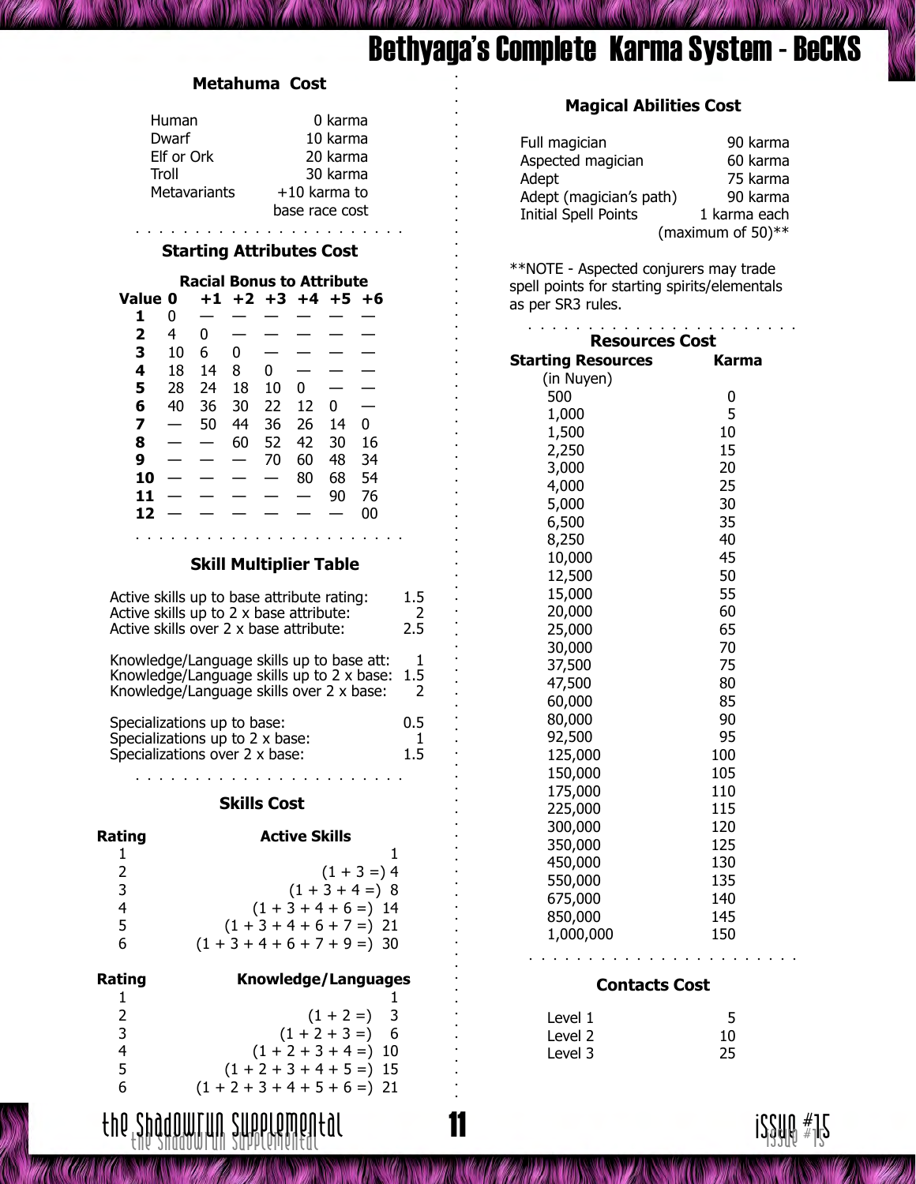## Bethyaga's Complete Karma System - BeCKS

### Metahuma Cost

| | |
|---|---|
| Human | 0 karma |
| Dwarf | 10 karma |
| Elf or Ork | 20 karma |
| Troll | 30 karma |
| Metavariants | +10 karma to base race cost |

### Starting Attributes Cost

| | Racial Bonus to Attribute | | | | | | |
|---|---|---|---|---|---|---|---|
| **Value** | **0** | **+1** | **+2** | **+3** | **+4** | **+5** | **+6** |
| **1** | 0 | — | — | — | — | — | — |
| **2** | 4 | 0 | — | — | — | — | — |
| **3** | 10 | 6 | 0 | — | — | — | — |
| **4** | 18 | 14 | 8 | 0 | — | — | — |
| **5** | 28 | 24 | 18 | 10 | 0 | — | — |
| **6** | 40 | 36 | 30 | 22 | 12 | 0 | — |
| **7** | — | 50 | 44 | 36 | 26 | 14 | 0 |
| **8** | — | — | 60 | 52 | 42 | 30 | 16 |
| **9** | — | — | — | 70 | 60 | 48 | 34 |
| **10** | — | — | — | — | 80 | 68 | 54 |
| **11** | — | — | — | — | — | 90 | 76 |
| **12** | — | — | — | — | — | — | 00 |

### Skill Multiplier Table

| | |
|---|---|
| Active skills up to base attribute rating: | 1.5 |
| Active skills up to 2 x base attribute: | 2 |
| Active skills over 2 x base attribute: | 2.5 |
| Knowledge/Language skills up to base att: | 1 |
| Knowledge/Language skills up to 2 x base: | 1.5 |
| Knowledge/Language skills over 2 x base: | 2 |
| Specializations up to base: | 0.5 |
| Specializations up to 2 x base: | 1 |
| Specializations over 2 x base: | 1.5 |

### Skills Cost

| Rating | Active Skills |
|---|---|
| 1 | 1 |
| 2 | (1 + 3 =) 4 |
| 3 | (1 + 3 + 4 =) 8 |
| 4 | (1 + 3 + 4 + 6 =) 14 |
| 5 | (1 + 3 + 4 + 6 + 7 =) 21 |
| 6 | (1 + 3 + 4 + 6 + 7 + 9 =) 30 |

| Rating | Knowledge/Languages |
|---|---|
| 1 | 1 |
| 2 | (1 + 2 =) 3 |
| 3 | (1 + 2 + 3 =) 6 |
| 4 | (1 + 2 + 3 + 4 =) 10 |
| 5 | (1 + 2 + 3 + 4 + 5 =) 15 |
| 6 | (1 + 2 + 3 + 4 + 5 + 6 =) 21 |

### Magical Abilities Cost

| | |
|---|---|
| Full magician | 90 karma |
| Aspected magician | 60 karma |
| Adept | 75 karma |
| Adept (magician's path) | 90 karma |
| Initial Spell Points | 1 karma each (maximum of 50)** |

**NOTE - Aspected conjurers may trade spell points for starting spirits/elementals as per SR3 rules.

### Resources Cost

| Starting Resources (in Nuyen) | Karma |
|---|---|
| 500 | 0 |
| 1,000 | 5 |
| 1,500 | 10 |
| 2,250 | 15 |
| 3,000 | 20 |
| 4,000 | 25 |
| 5,000 | 30 |
| 6,500 | 35 |
| 8,250 | 40 |
| 10,000 | 45 |
| 12,500 | 50 |
| 15,000 | 55 |
| 20,000 | 60 |
| 25,000 | 65 |
| 30,000 | 70 |
| 37,500 | 75 |
| 47,500 | 80 |
| 60,000 | 85 |
| 80,000 | 90 |
| 92,500 | 95 |
| 125,000 | 100 |
| 150,000 | 105 |
| 175,000 | 110 |
| 225,000 | 115 |
| 300,000 | 120 |
| 350,000 | 125 |
| 450,000 | 130 |
| 550,000 | 135 |
| 675,000 | 140 |
| 850,000 | 145 |
| 1,000,000 | 150 |

### Contacts Cost

| | |
|---|---|
| Level 1 | 5 |
| Level 2 | 10 |
| Level 3 | 25 |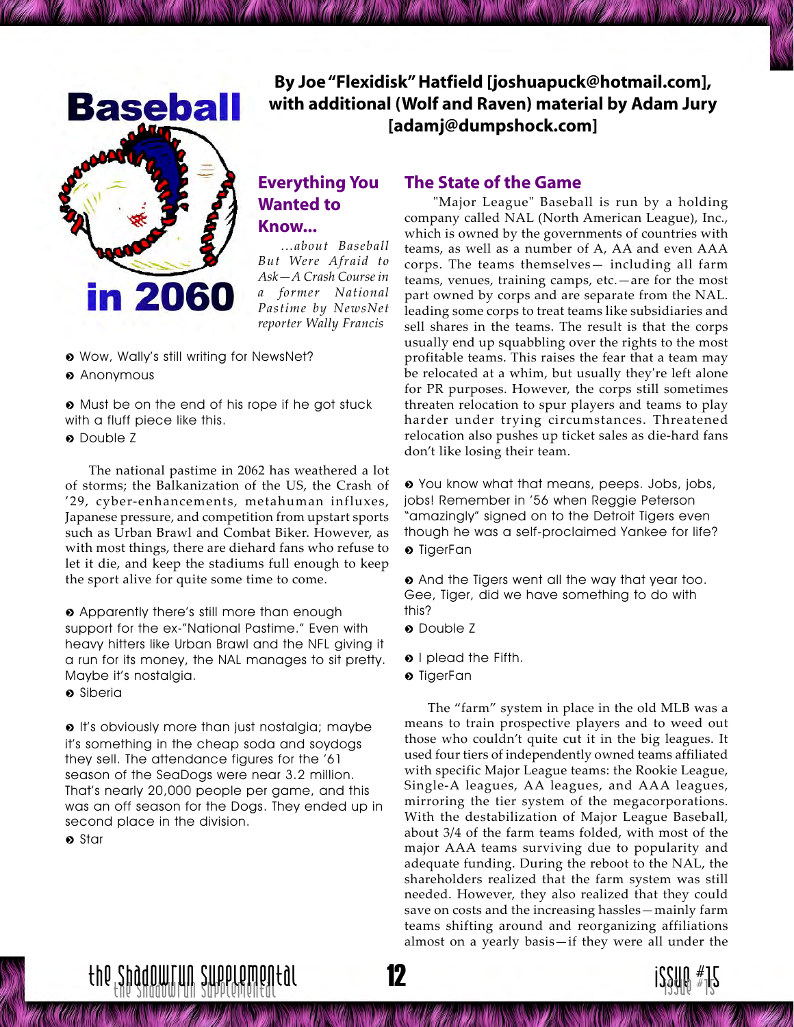# Baseball in 2060

**By Joe "Flexidisk" Hatfield [joshuapuck@hotmail.com], with additional (Wolf and Raven) material by Adam Jury [adamj@dumpshock.com]**

## Everything You Wanted to Know...

*...about Baseball But Were Afraid to Ask—A Crash Course in a former National Pastime by NewsNet reporter Wally Francis*

- Wow, Wally's still writing for NewsNet?
- Anonymous

- Must be on the end of his rope if he got stuck with a fluff piece like this.
- Double Z

The national pastime in 2062 has weathered a lot of storms; the Balkanization of the US, the Crash of '29, cyber-enhancements, metahuman influxes, Japanese pressure, and competition from upstart sports such as Urban Brawl and Combat Biker. However, as with most things, there are diehard fans who refuse to let it die, and keep the stadiums full enough to keep the sport alive for quite some time to come.

- Apparently there's still more than enough support for the ex-"National Pastime." Even with heavy hitters like Urban Brawl and the NFL giving it a run for its money, the NAL manages to sit pretty. Maybe it's nostalgia.
- Siberia

- It's obviously more than just nostalgia; maybe it's something in the cheap soda and soydogs they sell. The attendance figures for the '61 season of the SeaDogs were near 3.2 million. That's nearly 20,000 people per game, and this was an off season for the Dogs. They ended up in second place in the division.
- Star

## The State of the Game

"Major League" Baseball is run by a holding company called NAL (North American League), Inc., which is owned by the governments of countries with teams, as well as a number of A, AA and even AAA corps. The teams themselves— including all farm teams, venues, training camps, etc.—are for the most part owned by corps and are separate from the NAL. leading some corps to treat teams like subsidiaries and sell shares in the teams. The result is that the corps usually end up squabbling over the rights to the most profitable teams. This raises the fear that a team may be relocated at a whim, but usually they're left alone for PR purposes. However, the corps still sometimes threaten relocation to spur players and teams to play harder under trying circumstances. Threatened relocation also pushes up ticket sales as die-hard fans don't like losing their team.

- You know what that means, peeps. Jobs, jobs, jobs! Remember in '56 when Reggie Peterson "amazingly" signed on to the Detroit Tigers even though he was a self-proclaimed Yankee for life?
- TigerFan

- And the Tigers went all the way that year too. Gee, Tiger, did we have something to do with this?
- Double Z

- I plead the Fifth.
- TigerFan

The "farm" system in place in the old MLB was a means to train prospective players and to weed out those who couldn't quite cut it in the big leagues. It used four tiers of independently owned teams affiliated with specific Major League teams: the Rookie League, Single-A leagues, AA leagues, and AAA leagues, mirroring the tier system of the megacorporations. With the destabilization of Major League Baseball, about 3/4 of the farm teams folded, with most of the major AAA teams surviving due to popularity and adequate funding. During the reboot to the NAL, the shareholders realized that the farm system was still needed. However, they also realized that they could save on costs and the increasing hassles—mainly farm teams shifting around and reorganizing affiliations almost on a yearly basis—if they were all under the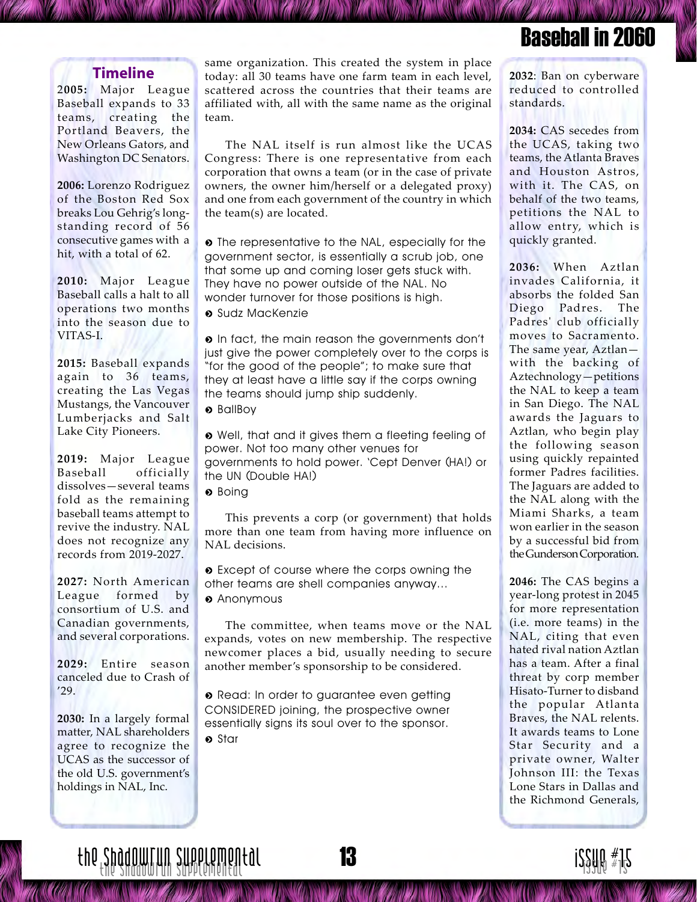## Timeline

**2005:** Major League Baseball expands to 33 teams, creating the Portland Beavers, the New Orleans Gators, and Washington DC Senators.

**2006:** Lorenzo Rodriguez of the Boston Red Sox breaks Lou Gehrig's long-standing record of 56 consecutive games with a hit, with a total of 62.

**2010:** Major League Baseball calls a halt to all operations two months into the season due to VITAS-I.

**2015:** Baseball expands again to 36 teams, creating the Las Vegas Mustangs, the Vancouver Lumberjacks and Salt Lake City Pioneers.

**2019:** Major League Baseball officially dissolves—several teams fold as the remaining baseball teams attempt to revive the industry. NAL does not recognize any records from 2019-2027.

**2027:** North American League formed by consortium of U.S. and Canadian governments, and several corporations.

**2029:** Entire season canceled due to Crash of '29.

**2030:** In a largely formal matter, NAL shareholders agree to recognize the UCAS as the successor of the old U.S. government's holdings in NAL, Inc.

same organization. This created the system in place today: all 30 teams have one farm team in each level, scattered across the countries that their teams are affiliated with, all with the same name as the original team.

The NAL itself is run almost like the UCAS Congress: There is one representative from each corporation that owns a team (or in the case of private owners, the owner him/herself or a delegated proxy) and one from each government of the country in which the team(s) are located.

> The representative to the NAL, especially for the government sector, is essentially a scrub job, one that some up and coming loser gets stuck with. They have no power outside of the NAL. No wonder turnover for those positions is high.
> Sudz MacKenzie

> In fact, the main reason the governments don't just give the power completely over to the corps is "for the good of the people"; to make sure that they at least have a little say if the corps owning the teams should jump ship suddenly.
> BallBoy

> Well, that and it gives them a fleeting feeling of power. Not too many other venues for governments to hold power. 'Cept Denver (HA!) or the UN (Double HA!)
> Boing

This prevents a corp (or government) that holds more than one team from having more influence on NAL decisions.

> Except of course where the corps owning the other teams are shell companies anyway…
> Anonymous

The committee, when teams move or the NAL expands, votes on new membership. The respective newcomer places a bid, usually needing to secure another member's sponsorship to be considered.

> Read: In order to guarantee even getting CONSIDERED joining, the prospective owner essentially signs its soul over to the sponsor.
> Star

**2032**: Ban on cyberware reduced to controlled standards.

**2034:** CAS secedes from the UCAS, taking two teams, the Atlanta Braves and Houston Astros, with it. The CAS, on behalf of the two teams, petitions the NAL to allow entry, which is quickly granted.

**2036:** When Aztlan invades California, it absorbs the folded San Diego Padres. The Padres' club officially moves to Sacramento. The same year, Aztlan—with the backing of Aztechnology—petitions the NAL to keep a team in San Diego. The NAL awards the Jaguars to Aztlan, who begin play the following season using quickly repainted former Padres facilities. The Jaguars are added to the NAL along with the Miami Sharks, a team won earlier in the season by a successful bid from the Gunderson Corporation.

**2046:** The CAS begins a year-long protest in 2045 for more representation (i.e. more teams) in the NAL, citing that even hated rival nation Aztlan has a team. After a final threat by corp member Hisato-Turner to disband the popular Atlanta Braves, the NAL relents. It awards teams to Lone Star Security and a private owner, Walter Johnson III: the Texas Lone Stars in Dallas and the Richmond Generals,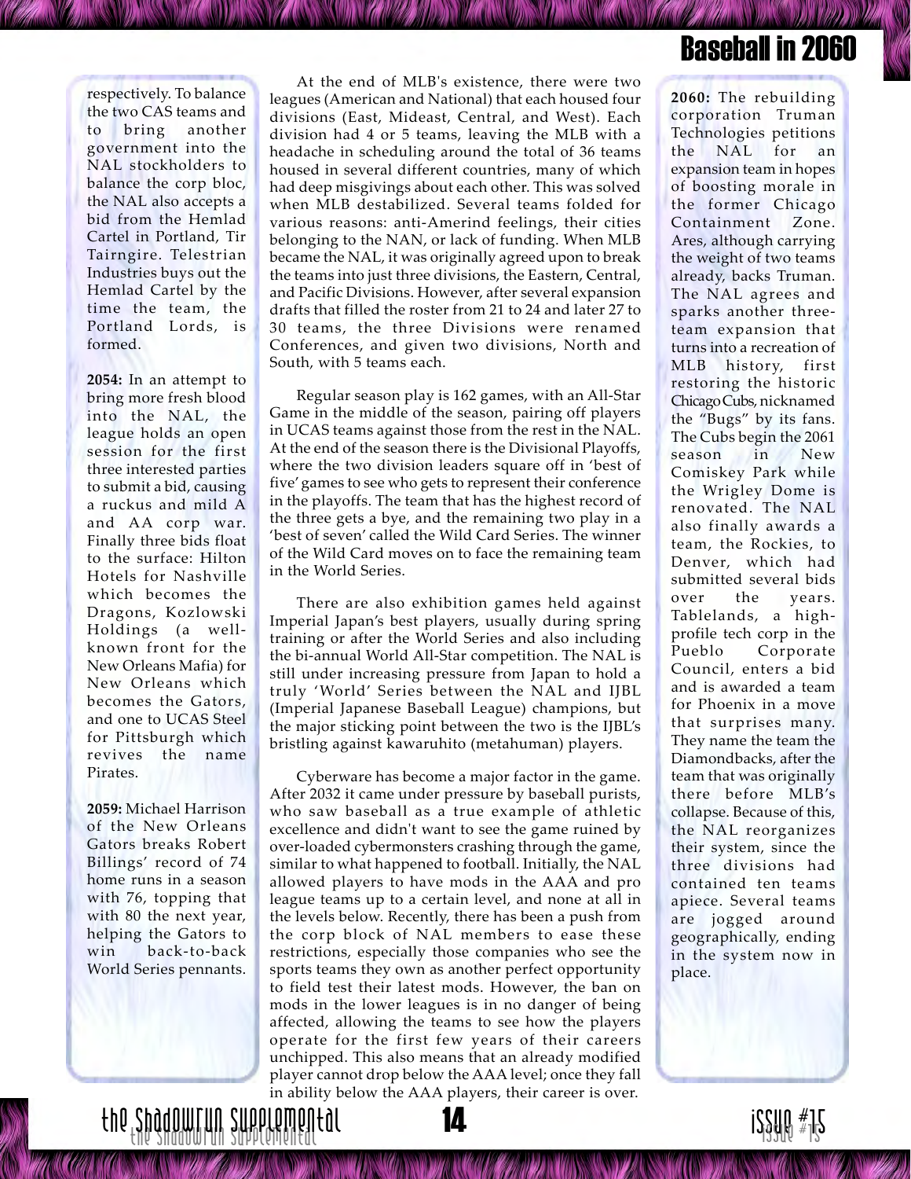respectively. To balance the two CAS teams and to bring another government into the NAL stockholders to balance the corp bloc, the NAL also accepts a bid from the Hemlad Cartel in Portland, Tir Tairngire. Telestrian Industries buys out the Hemlad Cartel by the time the team, the Portland Lords, is formed.

**2054:** In an attempt to bring more fresh blood into the NAL, the league holds an open session for the first three interested parties to submit a bid, causing a ruckus and mild A and AA corp war. Finally three bids float to the surface: Hilton Hotels for Nashville which becomes the Dragons, Kozlowski Holdings (a well-known front for the New Orleans Mafia) for New Orleans which becomes the Gators, and one to UCAS Steel for Pittsburgh which revives the name Pirates.

**2059:** Michael Harrison of the New Orleans Gators breaks Robert Billings' record of 74 home runs in a season with 76, topping that with 80 the next year, helping the Gators to win back-to-back World Series pennants.

At the end of MLB's existence, there were two leagues (American and National) that each housed four divisions (East, Mideast, Central, and West). Each division had 4 or 5 teams, leaving the MLB with a headache in scheduling around the total of 36 teams housed in several different countries, many of which had deep misgivings about each other. This was solved when MLB destabilized. Several teams folded for various reasons: anti-Amerind feelings, their cities belonging to the NAN, or lack of funding. When MLB became the NAL, it was originally agreed upon to break the teams into just three divisions, the Eastern, Central, and Pacific Divisions. However, after several expansion drafts that filled the roster from 21 to 24 and later 27 to 30 teams, the three Divisions were renamed Conferences, and given two divisions, North and South, with 5 teams each.

Regular season play is 162 games, with an All-Star Game in the middle of the season, pairing off players in UCAS teams against those from the rest in the NAL. At the end of the season there is the Divisional Playoffs, where the two division leaders square off in 'best of five' games to see who gets to represent their conference in the playoffs. The team that has the highest record of the three gets a bye, and the remaining two play in a 'best of seven' called the Wild Card Series. The winner of the Wild Card moves on to face the remaining team in the World Series.

There are also exhibition games held against Imperial Japan's best players, usually during spring training or after the World Series and also including the bi-annual World All-Star competition. The NAL is still under increasing pressure from Japan to hold a truly 'World' Series between the NAL and IJBL (Imperial Japanese Baseball League) champions, but the major sticking point between the two is the IJBL's bristling against kawaruhito (metahuman) players.

Cyberware has become a major factor in the game. After 2032 it came under pressure by baseball purists, who saw baseball as a true example of athletic excellence and didn't want to see the game ruined by over-loaded cybermonsters crashing through the game, similar to what happened to football. Initially, the NAL allowed players to have mods in the AAA and pro league teams up to a certain level, and none at all in the levels below. Recently, there has been a push from the corp block of NAL members to ease these restrictions, especially those companies who see the sports teams they own as another perfect opportunity to field test their latest mods. However, the ban on mods in the lower leagues is in no danger of being affected, allowing the teams to see how the players operate for the first few years of their careers unchipped. This also means that an already modified player cannot drop below the AAA level; once they fall in ability below the AAA players, their career is over.

**2060:** The rebuilding corporation Truman Technologies petitions the NAL for an expansion team in hopes of boosting morale in the former Chicago Containment Zone. Ares, although carrying the weight of two teams already, backs Truman. The NAL agrees and sparks another three-team expansion that turns into a recreation of MLB history, first restoring the historic Chicago Cubs, nicknamed the "Bugs" by its fans. The Cubs begin the 2061 season in New Comiskey Park while the Wrigley Dome is renovated. The NAL also finally awards a team, the Rockies, to Denver, which had submitted several bids over the years. Tablelands, a high-profile tech corp in the Pueblo Corporate Council, enters a bid and is awarded a team for Phoenix in a move that surprises many. They name the team the Diamondbacks, after the team that was originally there before MLB's collapse. Because of this, the NAL reorganizes their system, since the three divisions had contained ten teams apiece. Several teams are jogged around geographically, ending in the system now in place.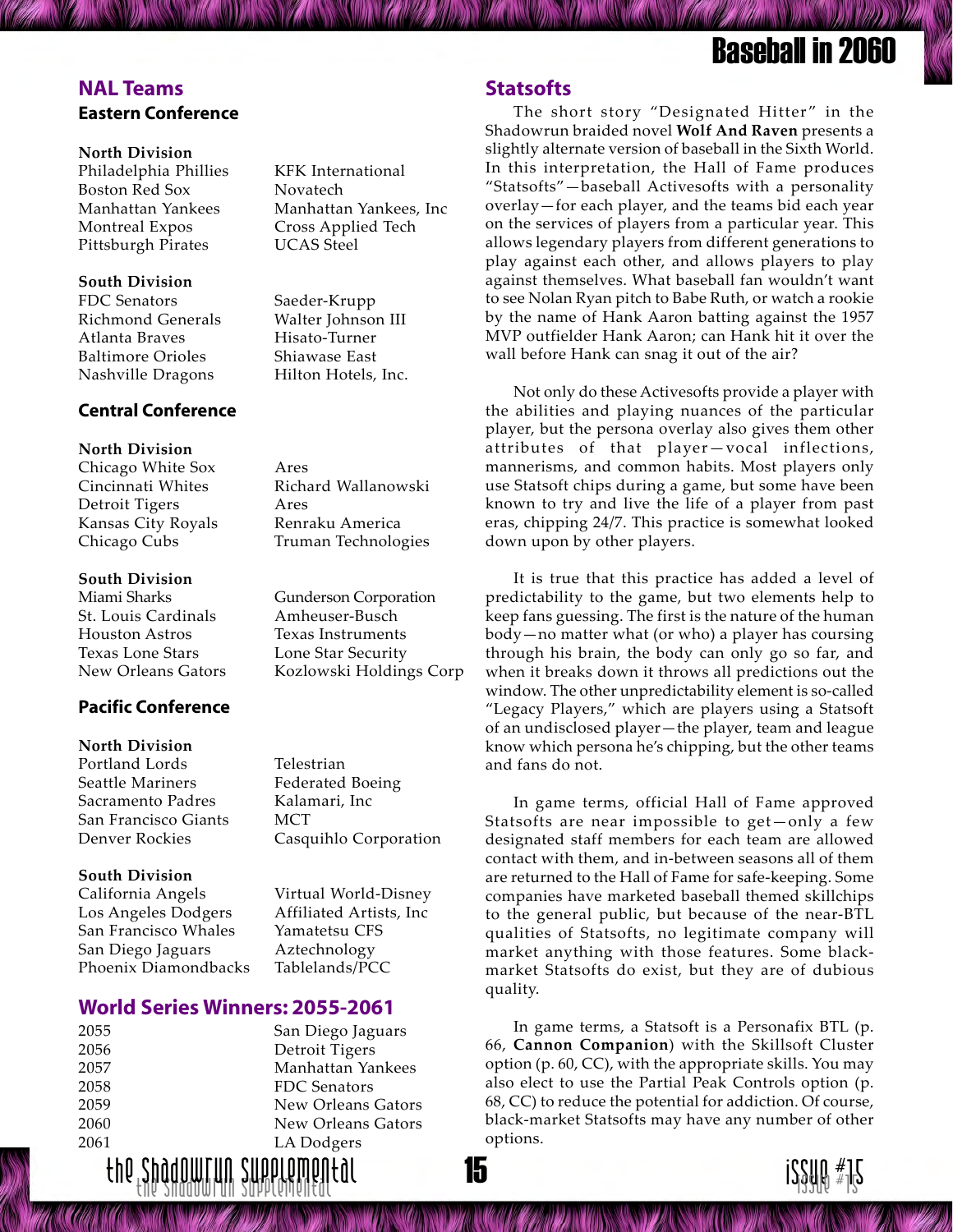## NAL Teams

### Eastern Conference

| North Division | |
|---|---|
| Philadelphia Phillies | KFK International |
| Boston Red Sox | Novatech |
| Manhattan Yankees | Manhattan Yankees, Inc |
| Montreal Expos | Cross Applied Tech |
| Pittsburgh Pirates | UCAS Steel |

| South Division | |
|---|---|
| FDC Senators | Saeder-Krupp |
| Richmond Generals | Walter Johnson III |
| Atlanta Braves | Hisato-Turner |
| Baltimore Orioles | Shiawase East |
| Nashville Dragons | Hilton Hotels, Inc. |

### Central Conference

| North Division | |
|---|---|
| Chicago White Sox | Ares |
| Cincinnati Whites | Richard Wallanowski |
| Detroit Tigers | Ares |
| Kansas City Royals | Renraku America |
| Chicago Cubs | Truman Technologies |

| South Division | |
|---|---|
| Miami Sharks | Gunderson Corporation |
| St. Louis Cardinals | Amheuser-Busch |
| Houston Astros | Texas Instruments |
| Texas Lone Stars | Lone Star Security |
| New Orleans Gators | Kozlowski Holdings Corp |

### Pacific Conference

| North Division | |
|---|---|
| Portland Lords | Telestrian |
| Seattle Mariners | Federated Boeing |
| Sacramento Padres | Kalamari, Inc |
| San Francisco Giants | MCT |
| Denver Rockies | Casquihlo Corporation |

| South Division | |
|---|---|
| California Angels | Virtual World-Disney |
| Los Angeles Dodgers | Affiliated Artists, Inc |
| San Francisco Whales | Yamatetsu CFS |
| San Diego Jaguars | Aztechnology |
| Phoenix Diamondbacks | Tablelands/PCC |

## World Series Winners: 2055-2061

| Year | Winner |
|---|---|
| 2055 | San Diego Jaguars |
| 2056 | Detroit Tigers |
| 2057 | Manhattan Yankees |
| 2058 | FDC Senators |
| 2059 | New Orleans Gators |
| 2060 | New Orleans Gators |
| 2061 | LA Dodgers |

## Statsofts

The short story "Designated Hitter" in the Shadowrun braided novel **Wolf And Raven** presents a slightly alternate version of baseball in the Sixth World. In this interpretation, the Hall of Fame produces "Statsofts"—baseball Activesofts with a personality overlay—for each player, and the teams bid each year on the services of players from a particular year. This allows legendary players from different generations to play against each other, and allows players to play against themselves. What baseball fan wouldn't want to see Nolan Ryan pitch to Babe Ruth, or watch a rookie by the name of Hank Aaron batting against the 1957 MVP outfielder Hank Aaron; can Hank hit it over the wall before Hank can snag it out of the air?

Not only do these Activesofts provide a player with the abilities and playing nuances of the particular player, but the persona overlay also gives them other attributes of that player—vocal inflections, mannerisms, and common habits. Most players only use Statsoft chips during a game, but some have been known to try and live the life of a player from past eras, chipping 24/7. This practice is somewhat looked down upon by other players.

It is true that this practice has added a level of predictability to the game, but two elements help to keep fans guessing. The first is the nature of the human body—no matter what (or who) a player has coursing through his brain, the body can only go so far, and when it breaks down it throws all predictions out the window. The other unpredictability element is so-called "Legacy Players," which are players using a Statsoft of an undisclosed player—the player, team and league know which persona he's chipping, but the other teams and fans do not.

In game terms, official Hall of Fame approved Statsofts are near impossible to get—only a few designated staff members for each team are allowed contact with them, and in-between seasons all of them are returned to the Hall for safe-keeping. Some companies have marketed baseball themed skillchips to the general public, but because of the near-BTL qualities of Statsofts, no legitimate company will market anything with those features. Some black-market Statsofts do exist, but they are of dubious quality.

In game terms, a Statsoft is a Personafix BTL (p. 66, **Cannon Companion**) with the Skillsoft Cluster option (p. 60, CC), with the appropriate skills. You may also elect to use the Partial Peak Controls option (p. 68, CC) to reduce the potential for addiction. Of course, black-market Statsofts may have any number of other options.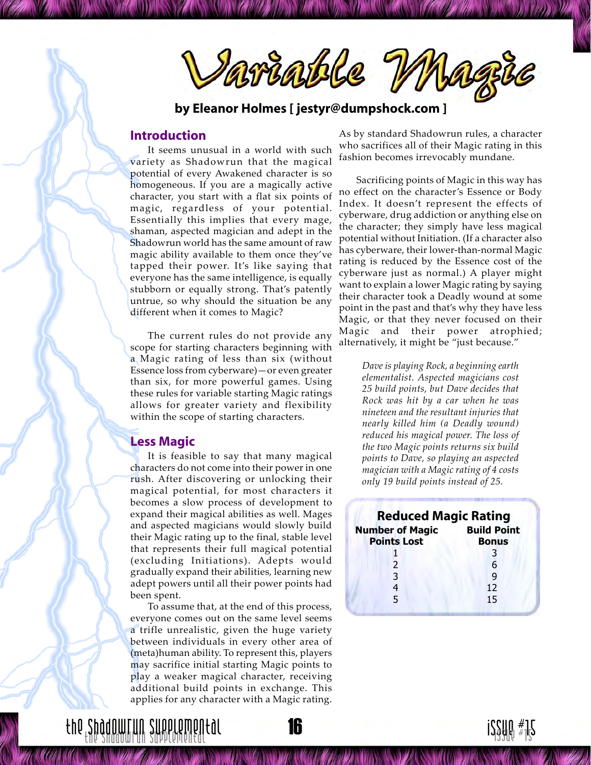# Variable Magic

**by Eleanor Holmes [ jestyr@dumpshock.com ]**

## Introduction

It seems unusual in a world with such variety as Shadowrun that the magical potential of every Awakened character is so homogeneous. If you are a magically active character, you start with a flat six points of magic, regardless of your potential. Essentially this implies that every mage, shaman, aspected magician and adept in the Shadowrun world has the same amount of raw magic ability available to them once they've tapped their power. It's like saying that everyone has the same intelligence, is equally stubborn or equally strong. That's patently untrue, so why should the situation be any different when it comes to Magic?

The current rules do not provide any scope for starting characters beginning with a Magic rating of less than six (without Essence loss from cyberware)—or even greater than six, for more powerful games. Using these rules for variable starting Magic ratings allows for greater variety and flexibility within the scope of starting characters.

## Less Magic

It is feasible to say that many magical characters do not come into their power in one rush. After discovering or unlocking their magical potential, for most characters it becomes a slow process of development to expand their magical abilities as well. Mages and aspected magicians would slowly build their Magic rating up to the final, stable level that represents their full magical potential (excluding Initiations). Adepts would gradually expand their abilities, learning new adept powers until all their power points had been spent.

To assume that, at the end of this process, everyone comes out on the same level seems a trifle unrealistic, given the huge variety between individuals in every other area of (meta)human ability. To represent this, players may sacrifice initial starting Magic points to play a weaker magical character, receiving additional build points in exchange. This applies for any character with a Magic rating.

As by standard Shadowrun rules, a character who sacrifices all of their Magic rating in this fashion becomes irrevocably mundane.

Sacrificing points of Magic in this way has no effect on the character's Essence or Body Index. It doesn't represent the effects of cyberware, drug addiction or anything else on the character; they simply have less magical potential without Initiation. (If a character also has cyberware, their lower-than-normal Magic rating is reduced by the Essence cost of the cyberware just as normal.) A player might want to explain a lower Magic rating by saying their character took a Deadly wound at some point in the past and that's why they have less Magic, or that they never focused on their Magic and their power atrophied; alternatively, it might be "just because."

> *Dave is playing Rock, a beginning earth elementalist. Aspected magicians cost 25 build points, but Dave decides that Rock was hit by a car when he was nineteen and the resultant injuries that nearly killed him (a Deadly wound) reduced his magical power. The loss of the two Magic points returns six build points to Dave, so playing an aspected magician with a Magic rating of 4 costs only 19 build points instead of 25.*

**Reduced Magic Rating**

| Number of Magic Points Lost | Build Point Bonus |
|---|---|
| 1 | 3 |
| 2 | 6 |
| 3 | 9 |
| 4 | 12 |
| 5 | 15 |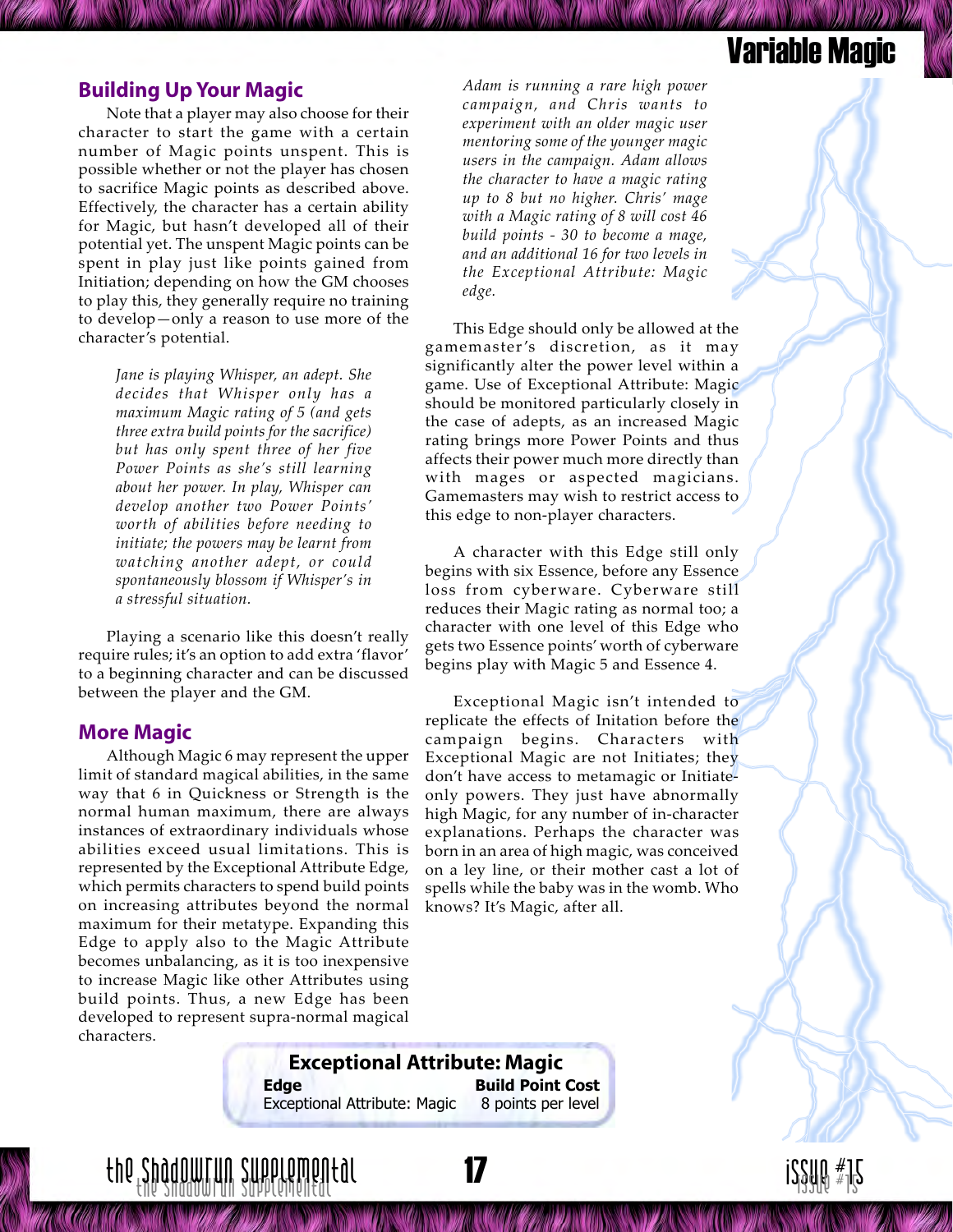## Building Up Your Magic

Note that a player may also choose for their character to start the game with a certain number of Magic points unspent. This is possible whether or not the player has chosen to sacrifice Magic points as described above. Effectively, the character has a certain ability for Magic, but hasn't developed all of their potential yet. The unspent Magic points can be spent in play just like points gained from Initiation; depending on how the GM chooses to play this, they generally require no training to develop—only a reason to use more of the character's potential.

*Jane is playing Whisper, an adept. She decides that Whisper only has a maximum Magic rating of 5 (and gets three extra build points for the sacrifice) but has only spent three of her five Power Points as she's still learning about her power. In play, Whisper can develop another two Power Points' worth of abilities before needing to initiate; the powers may be learnt from watching another adept, or could spontaneously blossom if Whisper's in a stressful situation.*

Playing a scenario like this doesn't really require rules; it's an option to add extra 'flavor' to a beginning character and can be discussed between the player and the GM.

## More Magic

Although Magic 6 may represent the upper limit of standard magical abilities, in the same way that 6 in Quickness or Strength is the normal human maximum, there are always instances of extraordinary individuals whose abilities exceed usual limitations. This is represented by the Exceptional Attribute Edge, which permits characters to spend build points on increasing attributes beyond the normal maximum for their metatype. Expanding this Edge to apply also to the Magic Attribute becomes unbalancing, as it is too inexpensive to increase Magic like other Attributes using build points. Thus, a new Edge has been developed to represent supra-normal magical characters.

*Adam is running a rare high power campaign, and Chris wants to experiment with an older magic user mentoring some of the younger magic users in the campaign. Adam allows the character to have a magic rating up to 8 but no higher. Chris' mage with a Magic rating of 8 will cost 46 build points - 30 to become a mage, and an additional 16 for two levels in the Exceptional Attribute: Magic edge.*

This Edge should only be allowed at the gamemaster's discretion, as it may significantly alter the power level within a game. Use of Exceptional Attribute: Magic should be monitored particularly closely in the case of adepts, as an increased Magic rating brings more Power Points and thus affects their power much more directly than with mages or aspected magicians. Gamemasters may wish to restrict access to this edge to non-player characters.

A character with this Edge still only begins with six Essence, before any Essence loss from cyberware. Cyberware still reduces their Magic rating as normal too; a character with one level of this Edge who gets two Essence points' worth of cyberware begins play with Magic 5 and Essence 4.

Exceptional Magic isn't intended to replicate the effects of Initation before the campaign begins. Characters with Exceptional Magic are not Initiates; they don't have access to metamagic or Initiate-only powers. They just have abnormally high Magic, for any number of in-character explanations. Perhaps the character was born in an area of high magic, was conceived on a ley line, or their mother cast a lot of spells while the baby was in the womb. Who knows? It's Magic, after all.

**Exceptional Attribute: Magic**

| Edge | Build Point Cost |
|---|---|
| Exceptional Attribute: Magic | 8 points per level |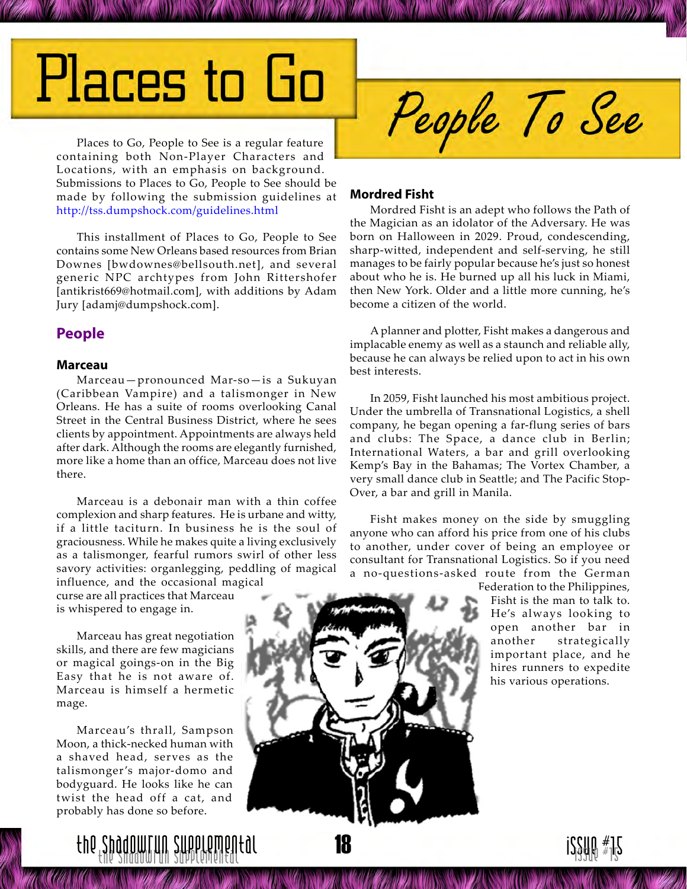# Places to Go People To See

Places to Go, People to See is a regular feature containing both Non-Player Characters and Locations, with an emphasis on background. Submissions to Places to Go, People to See should be made by following the submission guidelines at http://tss.dumpshock.com/guidelines.html

This installment of Places to Go, People to See contains some New Orleans based resources from Brian Downes [bwdownes@bellsouth.net], and several generic NPC archtypes from John Rittershofer [antikrist669@hotmail.com], with additions by Adam Jury [adamj@dumpshock.com].

## People

### Marceau

Marceau—pronounced Mar-so—is a Sukuyan (Caribbean Vampire) and a talismonger in New Orleans. He has a suite of rooms overlooking Canal Street in the Central Business District, where he sees clients by appointment. Appointments are always held after dark. Although the rooms are elegantly furnished, more like a home than an office, Marceau does not live there.

Marceau is a debonair man with a thin coffee complexion and sharp features. He is urbane and witty, if a little taciturn. In business he is the soul of graciousness. While he makes quite a living exclusively as a talismonger, fearful rumors swirl of other less savory activities: organlegging, peddling of magical influence, and the occasional magical curse are all practices that Marceau is whispered to engage in.

Marceau has great negotiation skills, and there are few magicians or magical goings-on in the Big Easy that he is not aware of. Marceau is himself a hermetic mage.

Marceau's thrall, Sampson Moon, a thick-necked human with a shaved head, serves as the talismonger's major-domo and bodyguard. He looks like he can twist the head off a cat, and probably has done so before.

### Mordred Fisht

Mordred Fisht is an adept who follows the Path of the Magician as an idolator of the Adversary. He was born on Halloween in 2029. Proud, condescending, sharp-witted, independent and self-serving, he still manages to be fairly popular because he's just so honest about who he is. He burned up all his luck in Miami, then New York. Older and a little more cunning, he's become a citizen of the world.

A planner and plotter, Fisht makes a dangerous and implacable enemy as well as a staunch and reliable ally, because he can always be relied upon to act in his own best interests.

In 2059, Fisht launched his most ambitious project. Under the umbrella of Transnational Logistics, a shell company, he began opening a far-flung series of bars and clubs: The Space, a dance club in Berlin; International Waters, a bar and grill overlooking Kemp's Bay in the Bahamas; The Vortex Chamber, a very small dance club in Seattle; and The Pacific Stop-Over, a bar and grill in Manila.

Fisht makes money on the side by smuggling anyone who can afford his price from one of his clubs to another, under cover of being an employee or consultant for Transnational Logistics. So if you need a no-questions-asked route from the German Federation to the Philippines, Fisht is the man to talk to. He's always looking to open another bar in another strategically important place, and he hires runners to expedite his various operations.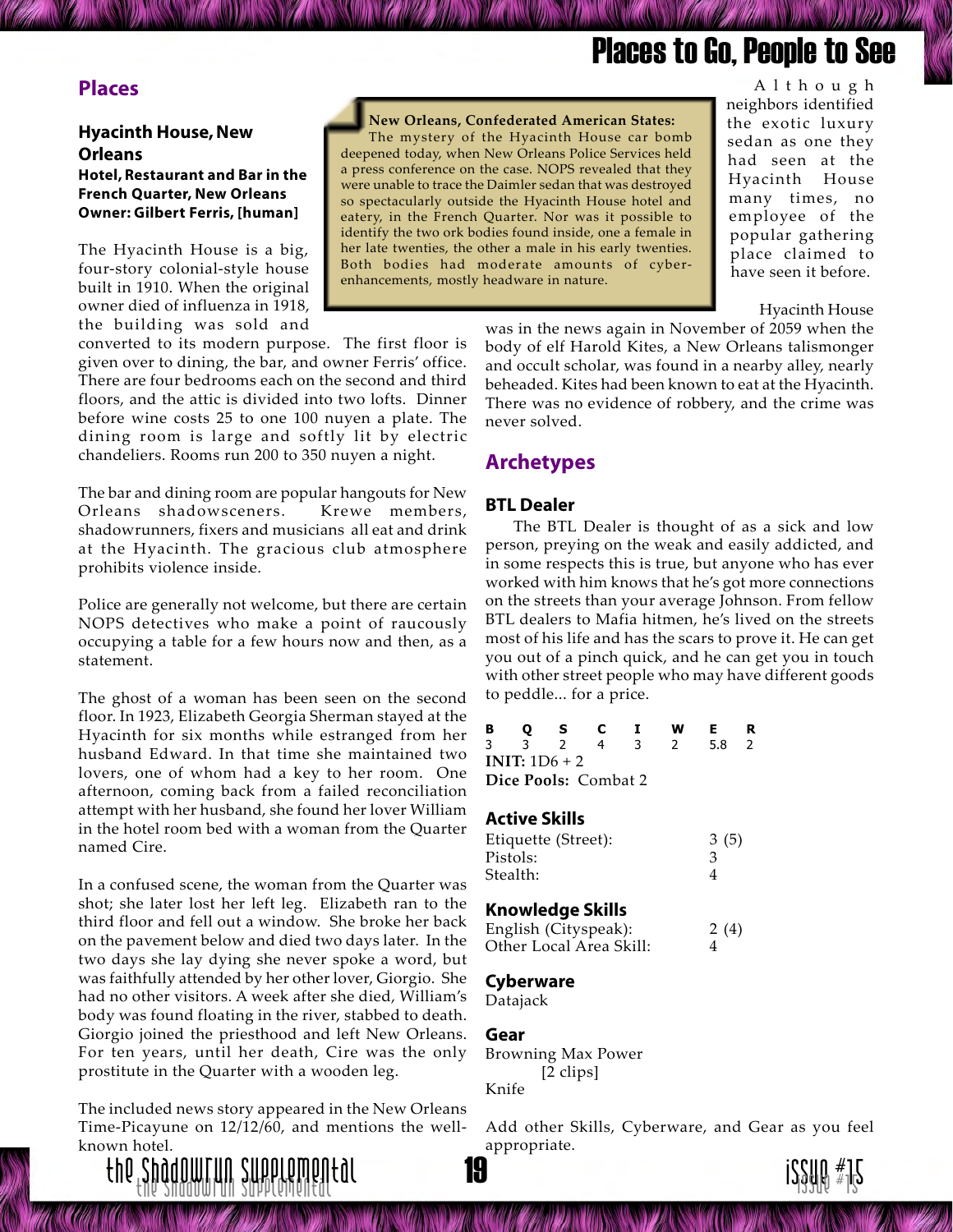# Places to Go, People to See

## Places

### Hyacinth House, New Orleans

**Hotel, Restaurant and Bar in the French Quarter, New Orleans**
**Owner: Gilbert Ferris, [human]**

The Hyacinth House is a big, four-story colonial-style house built in 1910. When the original owner died of influenza in 1918, the building was sold and converted to its modern purpose. The first floor is given over to dining, the bar, and owner Ferris' office. There are four bedrooms each on the second and third floors, and the attic is divided into two lofts. Dinner before wine costs 25 to one 100 nuyen a plate. The dining room is large and softly lit by electric chandeliers. Rooms run 200 to 350 nuyen a night.

The bar and dining room are popular hangouts for New Orleans shadowsceners. Krewe members, shadowrunners, fixers and musicians all eat and drink at the Hyacinth. The gracious club atmosphere prohibits violence inside.

Police are generally not welcome, but there are certain NOPS detectives who make a point of raucously occupying a table for a few hours now and then, as a statement.

The ghost of a woman has been seen on the second floor. In 1923, Elizabeth Georgia Sherman stayed at the Hyacinth for six months while estranged from her husband Edward. In that time she maintained two lovers, one of whom had a key to her room. One afternoon, coming back from a failed reconciliation attempt with her husband, she found her lover William in the hotel room bed with a woman from the Quarter named Cire.

In a confused scene, the woman from the Quarter was shot; she later lost her left leg. Elizabeth ran to the third floor and fell out a window. She broke her back on the pavement below and died two days later. In the two days she lay dying she never spoke a word, but was faithfully attended by her other lover, Giorgio. She had no other visitors. A week after she died, William's body was found floating in the river, stabbed to death. Giorgio joined the priesthood and left New Orleans. For ten years, until her death, Cire was the only prostitute in the Quarter with a wooden leg.

The included news story appeared in the New Orleans Time-Picayune on 12/12/60, and mentions the well-known hotel.

> **New Orleans, Confederated American States:** The mystery of the Hyacinth House car bomb deepened today, when New Orleans Police Services held a press conference on the case. NOPS revealed that they were unable to trace the Daimler sedan that was destroyed so spectacularly outside the Hyacinth House hotel and eatery, in the French Quarter. Nor was it possible to identify the two ork bodies found inside, one a female in her late twenties, the other a male in his early twenties. Both bodies had moderate amounts of cyber-enhancements, mostly headware in nature. Although neighbors identified the exotic luxury sedan as one they had seen at the Hyacinth House many times, no employee of the popular gathering place claimed to have seen it before.

Hyacinth House was in the news again in November of 2059 when the body of elf Harold Kites, a New Orleans talismonger and occult scholar, was found in a nearby alley, nearly beheaded. Kites had been known to eat at the Hyacinth. There was no evidence of robbery, and the crime was never solved.

## Archetypes

### BTL Dealer

The BTL Dealer is thought of as a sick and low person, preying on the weak and easily addicted, and in some respects this is true, but anyone who has ever worked with him knows that he's got more connections on the streets than your average Johnson. From fellow BTL dealers to Mafia hitmen, he's lived on the streets most of his life and has the scars to prove it. He can get you out of a pinch quick, and he can get you in touch with other street people who may have different goods to peddle... for a price.

| B | Q | S | C | I | W | E | R |
|---|---|---|---|---|---|---|---|
| 3 | 3 | 2 | 4 | 3 | 2 | 5.8 | 2 |

**INIT:** 1D6 + 2
**Dice Pools:** Combat 2

#### Active Skills

| | |
|---|---|
| Etiquette (Street): | 3 (5) |
| Pistols: | 3 |
| Stealth: | 4 |

#### Knowledge Skills

| | |
|---|---|
| English (Cityspeak): | 2 (4) |
| Other Local Area Skill: | 4 |

#### Cyberware

Datajack

#### Gear

Browning Max Power [2 clips]
Knife

Add other Skills, Cyberware, and Gear as you feel appropriate.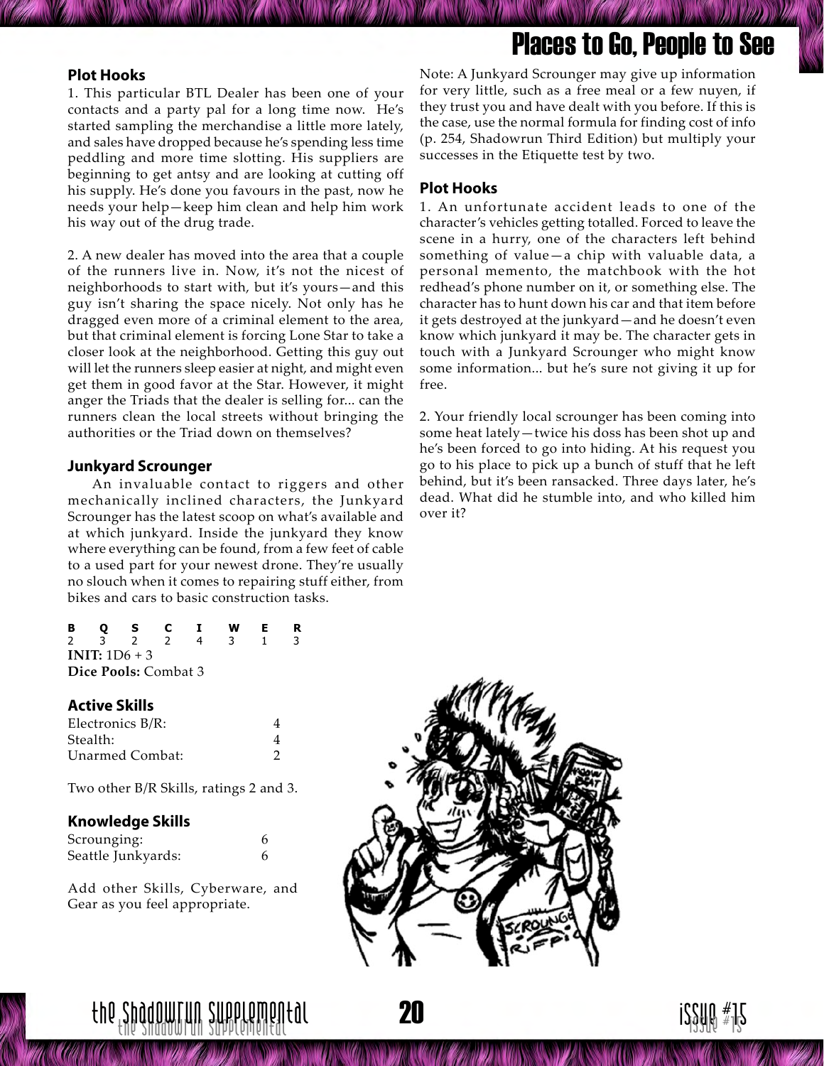### Plot Hooks

1. This particular BTL Dealer has been one of your contacts and a party pal for a long time now. He's started sampling the merchandise a little more lately, and sales have dropped because he's spending less time peddling and more time slotting. His suppliers are beginning to get antsy and are looking at cutting off his supply. He's done you favours in the past, now he needs your help—keep him clean and help him work his way out of the drug trade.

2. A new dealer has moved into the area that a couple of the runners live in. Now, it's not the nicest of neighborhoods to start with, but it's yours—and this guy isn't sharing the space nicely. Not only has he dragged even more of a criminal element to the area, but that criminal element is forcing Lone Star to take a closer look at the neighborhood. Getting this guy out will let the runners sleep easier at night, and might even get them in good favor at the Star. However, it might anger the Triads that the dealer is selling for... can the runners clean the local streets without bringing the authorities or the Triad down on themselves?

### Junkyard Scrounger

An invaluable contact to riggers and other mechanically inclined characters, the Junkyard Scrounger has the latest scoop on what's available and at which junkyard. Inside the junkyard they know where everything can be found, from a few feet of cable to a used part for your newest drone. They're usually no slouch when it comes to repairing stuff either, from bikes and cars to basic construction tasks.

| B | Q | S | C | I | W | E | R |
|---|---|---|---|---|---|---|---|
| 2 | 3 | 2 | 2 | 4 | 3 | 1 | 3 |

**INIT:** 1D6 + 3
**Dice Pools:** Combat 3

### Active Skills

| | |
|---|---|
| Electronics B/R: | 4 |
| Stealth: | 4 |
| Unarmed Combat: | 2 |

Two other B/R Skills, ratings 2 and 3.

### Knowledge Skills

| | |
|---|---|
| Scrounging: | 6 |
| Seattle Junkyards: | 6 |

Add other Skills, Cyberware, and Gear as you feel appropriate.

Note: A Junkyard Scrounger may give up information for very little, such as a free meal or a few nuyen, if they trust you and have dealt with you before. If this is the case, use the normal formula for finding cost of info (p. 254, Shadowrun Third Edition) but multiply your successes in the Etiquette test by two.

### Plot Hooks

1. An unfortunate accident leads to one of the character's vehicles getting totalled. Forced to leave the scene in a hurry, one of the characters left behind something of value—a chip with valuable data, a personal memento, the matchbook with the hot redhead's phone number on it, or something else. The character has to hunt down his car and that item before it gets destroyed at the junkyard—and he doesn't even know which junkyard it may be. The character gets in touch with a Junkyard Scrounger who might know some information... but he's sure not giving it up for free.

2. Your friendly local scrounger has been coming into some heat lately—twice his doss has been shot up and he's been forced to go into hiding. At his request you go to his place to pick up a bunch of stuff that he left behind, but it's been ransacked. Three days later, he's dead. What did he stumble into, and who killed him over it?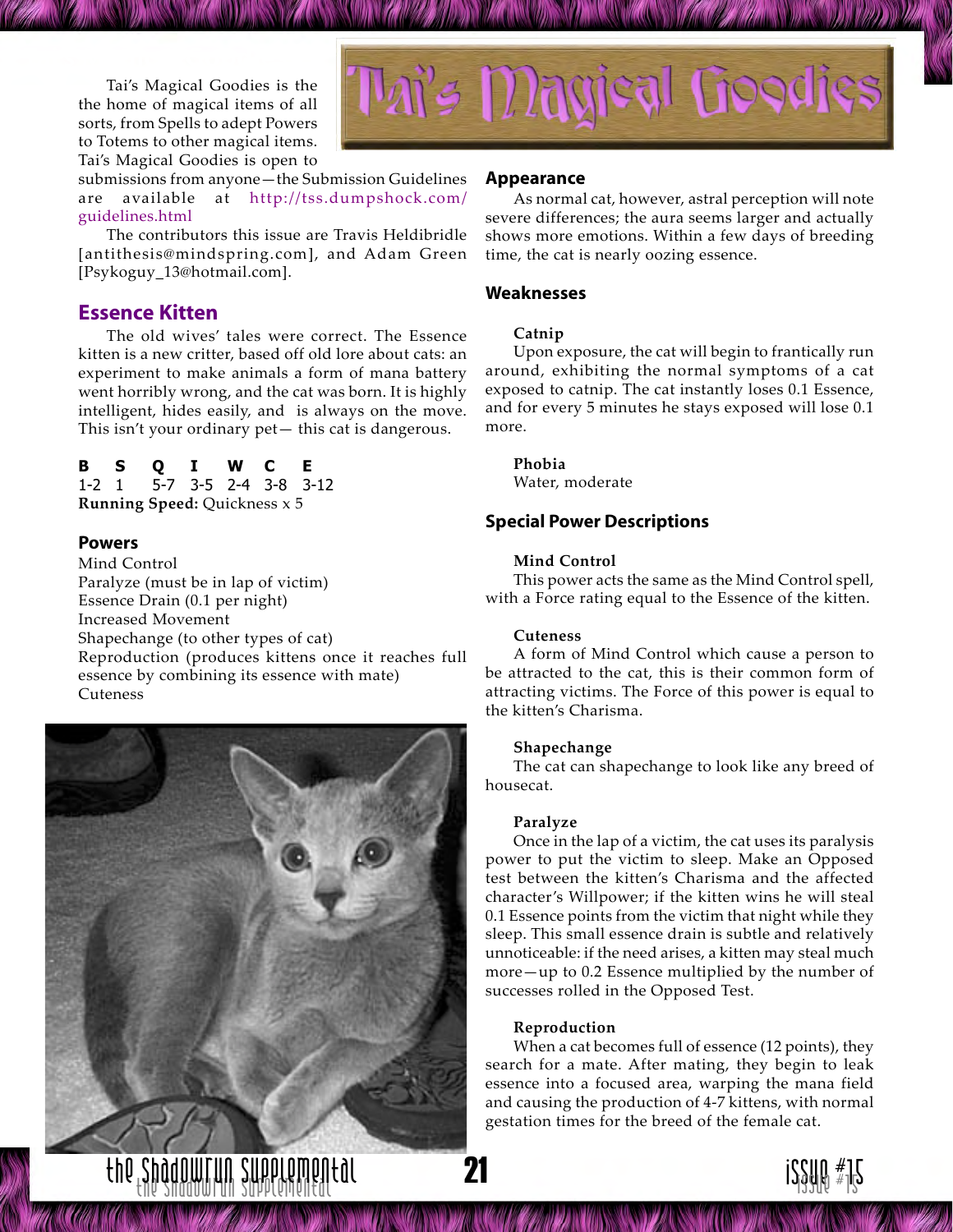# Tai's Magical Goodies

Tai's Magical Goodies is the the home of magical items of all sorts, from Spells to adept Powers to Totems to other magical items. Tai's Magical Goodies is open to submissions from anyone—the Submission Guidelines are available at http://tss.dumpshock.com/guidelines.html

The contributors this issue are Travis Heldibridle [antithesis@mindspring.com], and Adam Green [Psykoguy_13@hotmail.com].

## Essence Kitten

The old wives' tales were correct. The Essence kitten is a new critter, based off old lore about cats: an experiment to make animals a form of mana battery went horribly wrong, and the cat was born. It is highly intelligent, hides easily, and is always on the move. This isn't your ordinary pet— this cat is dangerous.

| B | S | Q | I | W | C | E |
|---|---|---|---|---|---|---|
| 1-2 | 1 | 5-7 | 3-5 | 2-4 | 3-8 | 3-12 |

**Running Speed:** Quickness x 5

### Powers

Mind Control
Paralyze (must be in lap of victim)
Essence Drain (0.1 per night)
Increased Movement
Shapechange (to other types of cat)
Reproduction (produces kittens once it reaches full essence by combining its essence with mate)
Cuteness

### Appearance

As normal cat, however, astral perception will note severe differences; the aura seems larger and actually shows more emotions. Within a few days of breeding time, the cat is nearly oozing essence.

### Weaknesses

**Catnip**

Upon exposure, the cat will begin to frantically run around, exhibiting the normal symptoms of a cat exposed to catnip. The cat instantly loses 0.1 Essence, and for every 5 minutes he stays exposed will lose 0.1 more.

**Phobia**

Water, moderate

### Special Power Descriptions

**Mind Control**

This power acts the same as the Mind Control spell, with a Force rating equal to the Essence of the kitten.

**Cuteness**

A form of Mind Control which cause a person to be attracted to the cat, this is their common form of attracting victims. The Force of this power is equal to the kitten's Charisma.

**Shapechange**

The cat can shapechange to look like any breed of housecat.

**Paralyze**

Once in the lap of a victim, the cat uses its paralysis power to put the victim to sleep. Make an Opposed test between the kitten's Charisma and the affected character's Willpower; if the kitten wins he will steal 0.1 Essence points from the victim that night while they sleep. This small essence drain is subtle and relatively unnoticeable: if the need arises, a kitten may steal much more—up to 0.2 Essence multiplied by the number of successes rolled in the Opposed Test.

**Reproduction**

When a cat becomes full of essence (12 points), they search for a mate. After mating, they begin to leak essence into a focused area, warping the mana field and causing the production of 4-7 kittens, with normal gestation times for the breed of the female cat.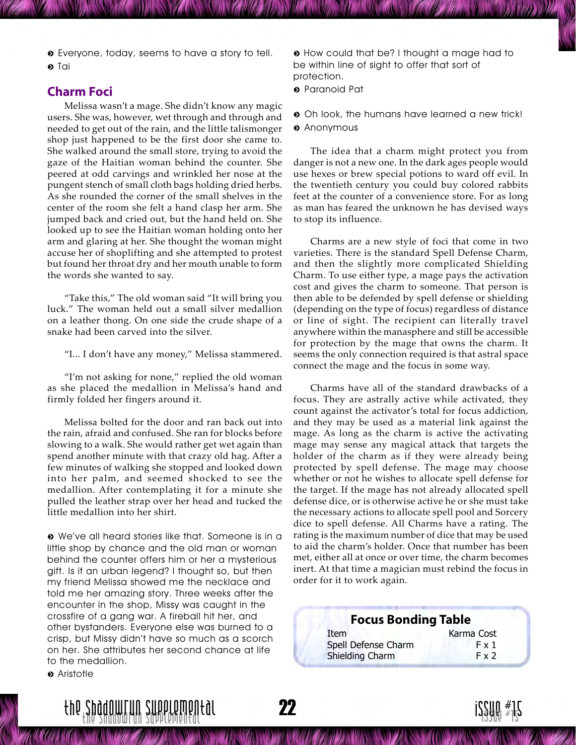⊙ Everyone, today, seems to have a story to tell.
⊙ Tai

## Charm Foci

Melissa wasn't a mage. She didn't know any magic users. She was, however, wet through and through and needed to get out of the rain, and the little talismonger shop just happened to be the first door she came to. She walked around the small store, trying to avoid the gaze of the Haitian woman behind the counter. She peered at odd carvings and wrinkled her nose at the pungent stench of small cloth bags holding dried herbs. As she rounded the corner of the small shelves in the center of the room she felt a hand clasp her arm. She jumped back and cried out, but the hand held on. She looked up to see the Haitian woman holding onto her arm and glaring at her. She thought the woman might accuse her of shoplifting and she attempted to protest but found her throat dry and her mouth unable to form the words she wanted to say.

"Take this," The old woman said "It will bring you luck." The woman held out a small silver medallion on a leather thong. On one side the crude shape of a snake had been carved into the silver.

"I... I don't have any money," Melissa stammered.

"I'm not asking for none," replied the old woman as she placed the medallion in Melissa's hand and firmly folded her fingers around it.

Melissa bolted for the door and ran back out into the rain, afraid and confused. She ran for blocks before slowing to a walk. She would rather get wet again than spend another minute with that crazy old hag. After a few minutes of walking she stopped and looked down into her palm, and seemed shocked to see the medallion. After contemplating it for a minute she pulled the leather strap over her head and tucked the little medallion into her shirt.

⊙ We've all heard stories like that. Someone is in a little shop by chance and the old man or woman behind the counter offers him or her a mysterious gift. Is it an urban legend? I thought so, but then my friend Melissa showed me the necklace and told me her amazing story. Three weeks after the encounter in the shop, Missy was caught in the crossfire of a gang war. A fireball hit her, and other bystanders. Everyone else was burned to a crisp, but Missy didn't have so much as a scorch on her. She attributes her second chance at life to the medallion.
⊙ Aristotle

⊙ How could that be? I thought a mage had to be within line of sight to offer that sort of protection.
⊙ Paranoid Pat

⊙ Oh look, the humans have learned a new trick!
⊙ Anonymous

The idea that a charm might protect you from danger is not a new one. In the dark ages people would use hexes or brew special potions to ward off evil. In the twentieth century you could buy colored rabbits feet at the counter of a convenience store. For as long as man has feared the unknown he has devised ways to stop its influence.

Charms are a new style of foci that come in two varieties. There is the standard Spell Defense Charm, and then the slightly more complicated Shielding Charm. To use either type, a mage pays the activation cost and gives the charm to someone. That person is then able to be defended by spell defense or shielding (depending on the type of focus) regardless of distance or line of sight. The recipient can literally travel anywhere within the manasphere and still be accessible for protection by the mage that owns the charm. It seems the only connection required is that astral space connect the mage and the focus in some way.

Charms have all of the standard drawbacks of a focus. They are astrally active while activated, they count against the activator's total for focus addiction, and they may be used as a material link against the mage. As long as the charm is active the activating mage may sense any magical attack that targets the holder of the charm as if they were already being protected by spell defense. The mage may choose whether or not he wishes to allocate spell defense for the target. If the mage has not already allocated spell defense dice, or is otherwise active he or she must take the necessary actions to allocate spell pool and Sorcery dice to spell defense. All Charms have a rating. The rating is the maximum number of dice that may be used to aid the charm's holder. Once that number has been met, either all at once or over time, the charm becomes inert. At that time a magician must rebind the focus in order for it to work again.

**Focus Bonding Table**

| Item | Karma Cost |
|---|---|
| Spell Defense Charm | F x 1 |
| Shielding Charm | F x 2 |